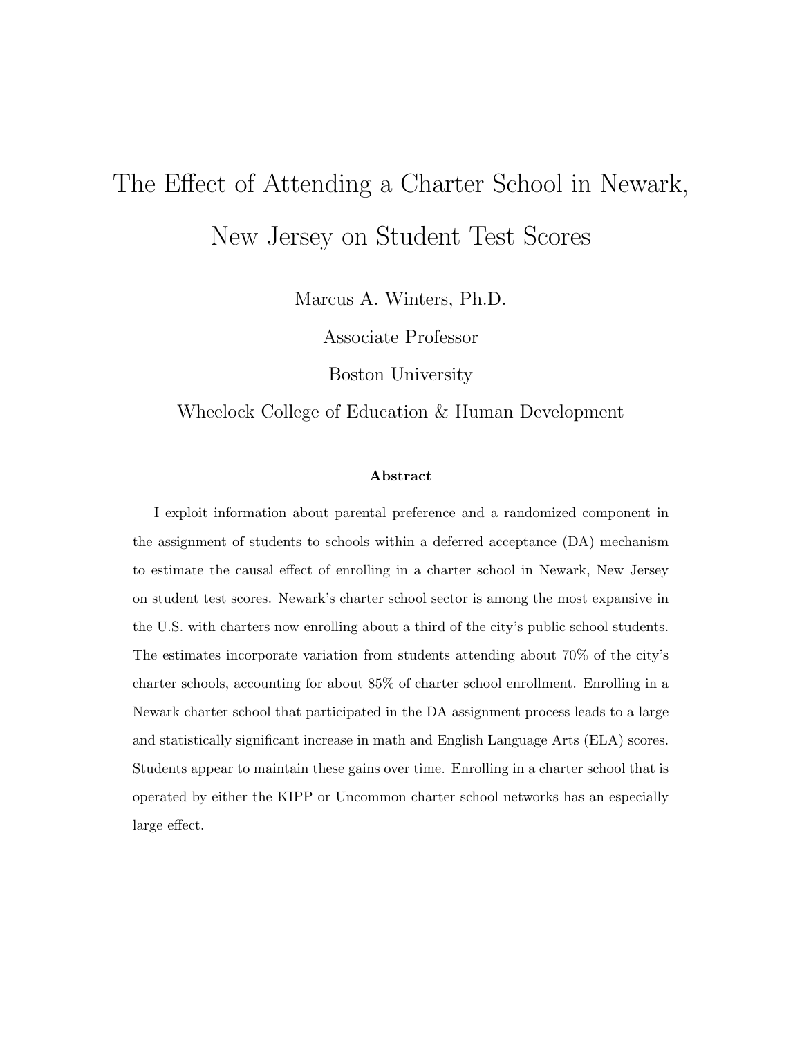# The Effect of Attending a Charter School in Newark, New Jersey on Student Test Scores

Marcus A. Winters, Ph.D.

Associate Professor

Boston University

Wheelock College of Education & Human Development

**Abstract**

I exploit information about parental preference and a randomized component in the assignment of students to schools within a deferred acceptance (DA) mechanism to estimate the causal effect of enrolling in a charter school in Newark, New Jersey on student test scores. Newark's charter school sector is among the most expansive in the U.S. with charters now enrolling about a third of the city's public school students. The estimates incorporate variation from students attending about 70% of the city's charter schools, accounting for about 85% of charter school enrollment. Enrolling in a Newark charter school that participated in the DA assignment process leads to a large and statistically significant increase in math and English Language Arts (ELA) scores. Students appear to maintain these gains over time. Enrolling in a charter school that is operated by either the KIPP or Uncommon charter school networks has an especially large effect.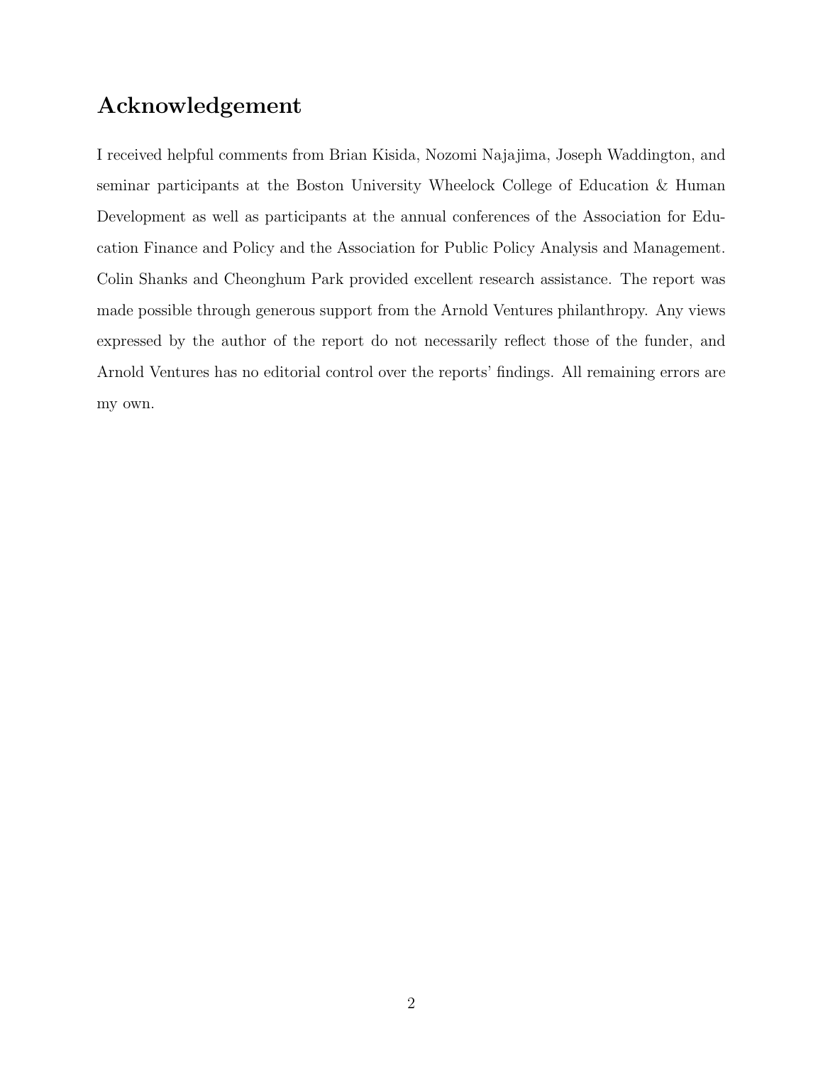## Acknowledgement

I received helpful comments from Brian Kisida, Nozomi Najajima, Joseph Waddington, and seminar participants at the Boston University Wheelock College of Education & Human Development as well as participants at the annual conferences of the Association for Education Finance and Policy and the Association for Public Policy Analysis and Management. Colin Shanks and Cheonghum Park provided excellent research assistance. The report was made possible through generous support from the Arnold Ventures philanthropy. Any views expressed by the author of the report do not necessarily reflect those of the funder, and Arnold Ventures has no editorial control over the reports' findings. All remaining errors are my own.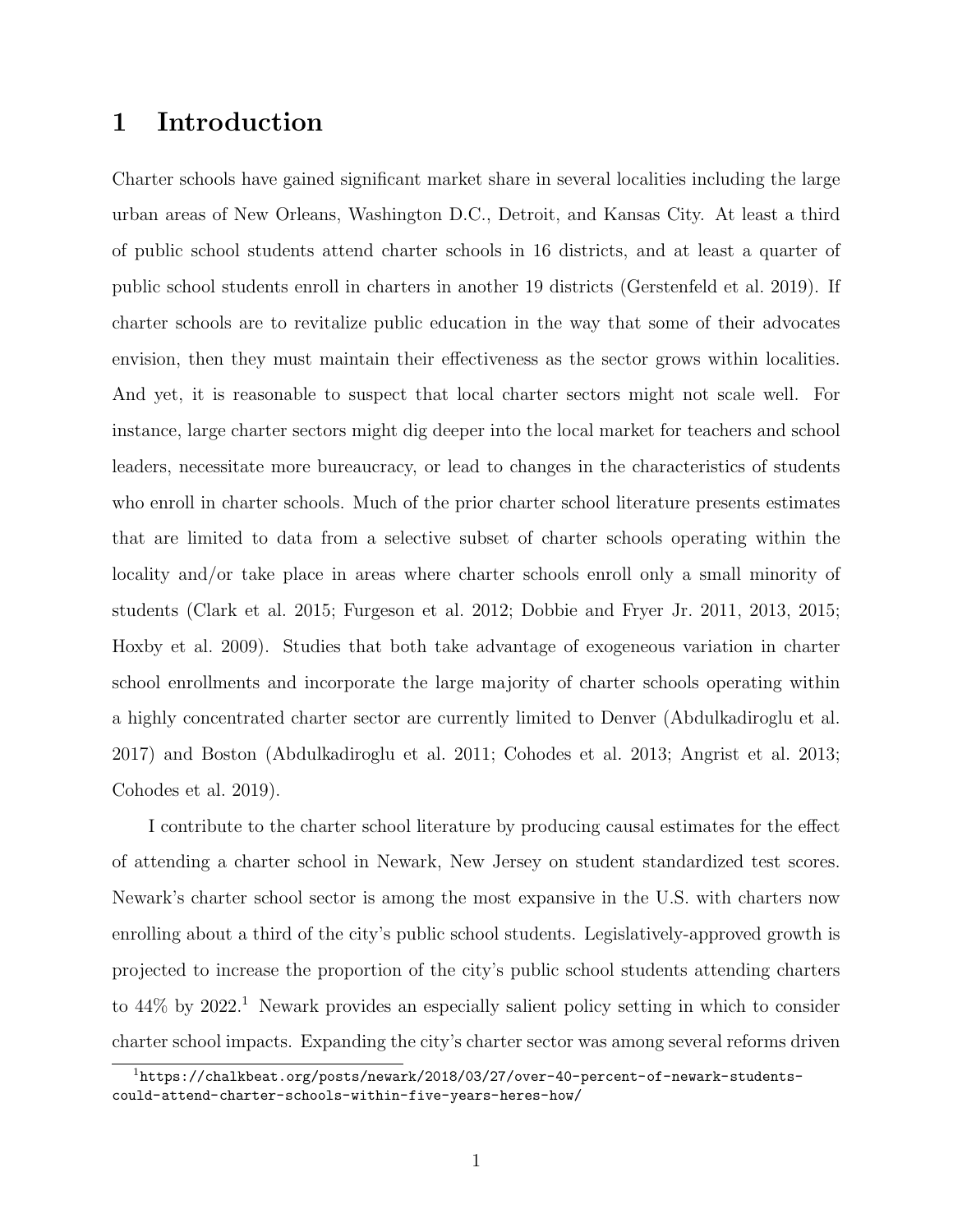# 1 Introduction

Charter schools have gained significant market share in several localities including the large urban areas of New Orleans, Washington D.C., Detroit, and Kansas City. At least a third of public school students attend charter schools in 16 districts, and at least a quarter of public school students enroll in charters in another 19 districts (Gerstenfeld et al. 2019). If charter schools are to revitalize public education in the way that some of their advocates envision, then they must maintain their effectiveness as the sector grows within localities. And yet, it is reasonable to suspect that local charter sectors might not scale well. For instance, large charter sectors might dig deeper into the local market for teachers and school leaders, necessitate more bureaucracy, or lead to changes in the characteristics of students who enroll in charter schools. Much of the prior charter school literature presents estimates that are limited to data from a selective subset of charter schools operating within the locality and/or take place in areas where charter schools enroll only a small minority of students (Clark et al. 2015; Furgeson et al. 2012; Dobbie and Fryer Jr. 2011, 2013, 2015; Hoxby et al. 2009). Studies that both take advantage of exogeneous variation in charter school enrollments and incorporate the large majority of charter schools operating within a highly concentrated charter sector are currently limited to Denver (Abdulkadiroglu et al. 2017) and Boston (Abdulkadiroglu et al. 2011; Cohodes et al. 2013; Angrist et al. 2013; Cohodes et al. 2019).

I contribute to the charter school literature by producing causal estimates for the effect of attending a charter school in Newark, New Jersey on student standardized test scores. Newark's charter school sector is among the most expansive in the U.S. with charters now enrolling about a third of the city's public school students. Legislatively-approved growth is projected to increase the proportion of the city's public school students attending charters to 44% by 2022.[1] Newark provides an especially salient policy setting in which to consider charter school impacts. Expanding the city's charter sector was among several reforms driven

[1] https://chalkbeat.org/posts/newark/2018/03/27/over-40-percent-of-newark-students-could-attend-charter-schools-within-five-years-heres-how/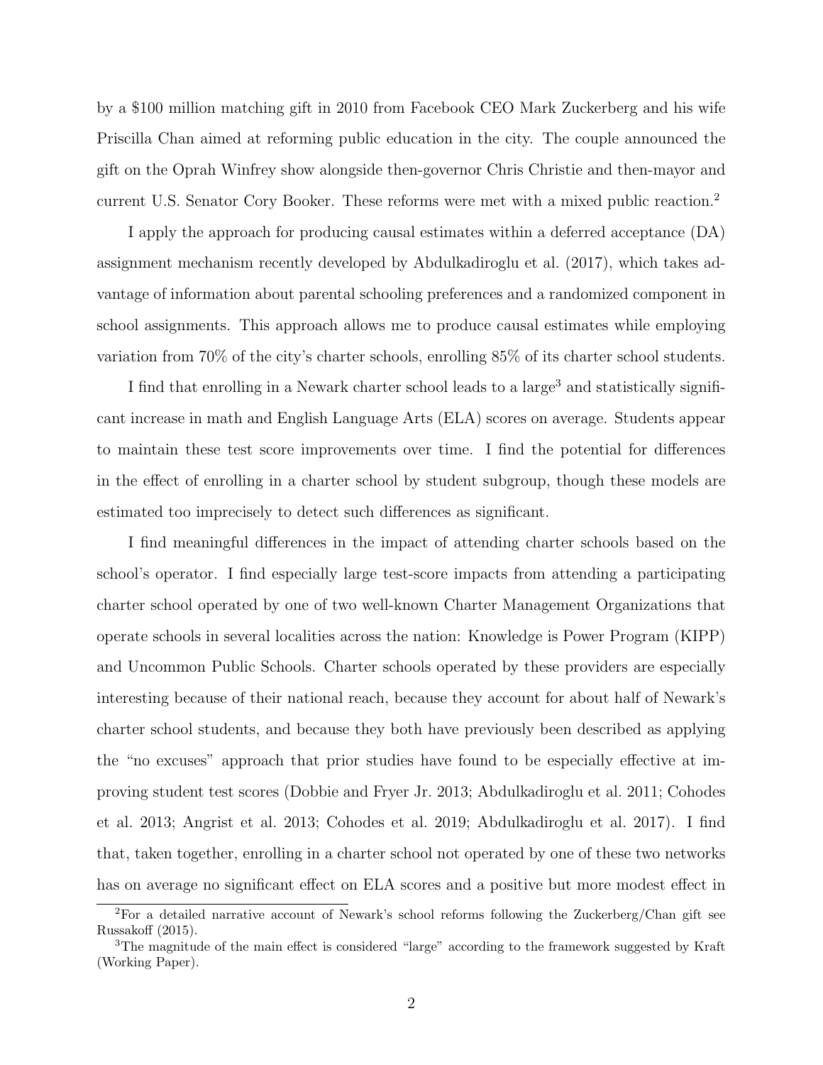by a $100 million matching gift in 2010 from Facebook CEO Mark Zuckerberg and his wife Priscilla Chan aimed at reforming public education in the city. The couple announced the gift on the Oprah Winfrey show alongside then-governor Chris Christie and then-mayor and current U.S. Senator Cory Booker. These reforms were met with a mixed public reaction.[2]

I apply the approach for producing causal estimates within a deferred acceptance (DA) assignment mechanism recently developed by Abdulkadiroglu et al. (2017), which takes advantage of information about parental schooling preferences and a randomized component in school assignments. This approach allows me to produce causal estimates while employing variation from 70% of the city's charter schools, enrolling 85% of its charter school students.

I find that enrolling in a Newark charter school leads to a large[3] and statistically significant increase in math and English Language Arts (ELA) scores on average. Students appear to maintain these test score improvements over time. I find the potential for differences in the effect of enrolling in a charter school by student subgroup, though these models are estimated too imprecisely to detect such differences as significant.

I find meaningful differences in the impact of attending charter schools based on the school's operator. I find especially large test-score impacts from attending a participating charter school operated by one of two well-known Charter Management Organizations that operate schools in several localities across the nation: Knowledge is Power Program (KIPP) and Uncommon Public Schools. Charter schools operated by these providers are especially interesting because of their national reach, because they account for about half of Newark's charter school students, and because they both have previously been described as applying the "no excuses" approach that prior studies have found to be especially effective at improving student test scores (Dobbie and Fryer Jr. 2013; Abdulkadiroglu et al. 2011; Cohodes et al. 2013; Angrist et al. 2013; Cohodes et al. 2019; Abdulkadiroglu et al. 2017). I find that, taken together, enrolling in a charter school not operated by one of these two networks has on average no significant effect on ELA scores and a positive but more modest effect in

[2]For a detailed narrative account of Newark's school reforms following the Zuckerberg/Chan gift see Russakoff (2015).

[3]The magnitude of the main effect is considered "large" according to the framework suggested by Kraft (Working Paper).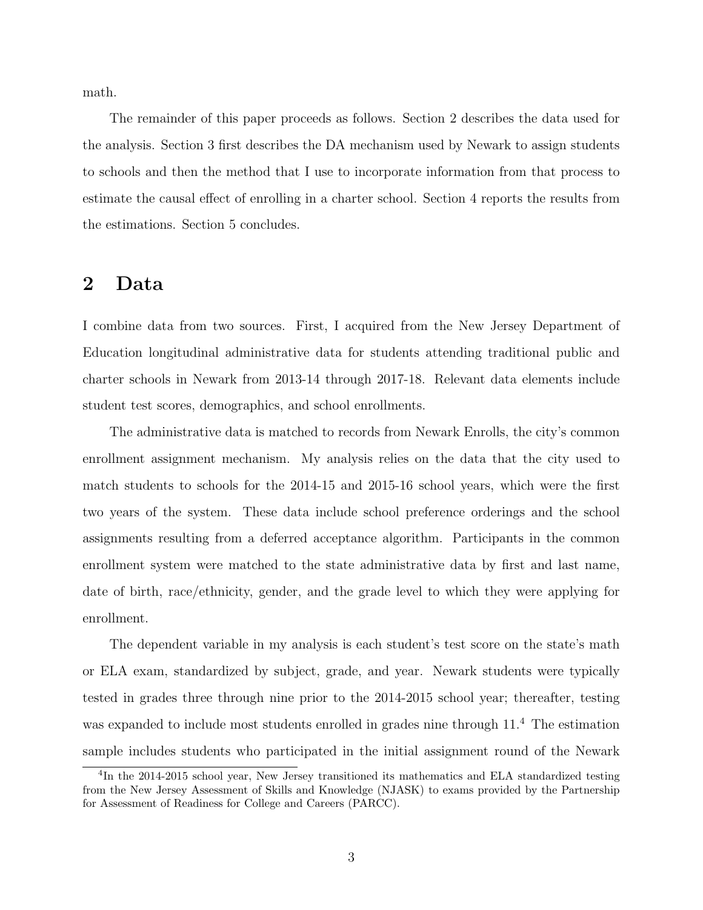math.

The remainder of this paper proceeds as follows. Section 2 describes the data used for the analysis. Section 3 first describes the DA mechanism used by Newark to assign students to schools and then the method that I use to incorporate information from that process to estimate the causal effect of enrolling in a charter school. Section 4 reports the results from the estimations. Section 5 concludes.

## 2 Data

I combine data from two sources. First, I acquired from the New Jersey Department of Education longitudinal administrative data for students attending traditional public and charter schools in Newark from 2013-14 through 2017-18. Relevant data elements include student test scores, demographics, and school enrollments.

The administrative data is matched to records from Newark Enrolls, the city's common enrollment assignment mechanism. My analysis relies on the data that the city used to match students to schools for the 2014-15 and 2015-16 school years, which were the first two years of the system. These data include school preference orderings and the school assignments resulting from a deferred acceptance algorithm. Participants in the common enrollment system were matched to the state administrative data by first and last name, date of birth, race/ethnicity, gender, and the grade level to which they were applying for enrollment.

The dependent variable in my analysis is each student's test score on the state's math or ELA exam, standardized by subject, grade, and year. Newark students were typically tested in grades three through nine prior to the 2014-2015 school year; thereafter, testing was expanded to include most students enrolled in grades nine through 11.[4] The estimation sample includes students who participated in the initial assignment round of the Newark

[4] In the 2014-2015 school year, New Jersey transitioned its mathematics and ELA standardized testing from the New Jersey Assessment of Skills and Knowledge (NJASK) to exams provided by the Partnership for Assessment of Readiness for College and Careers (PARCC).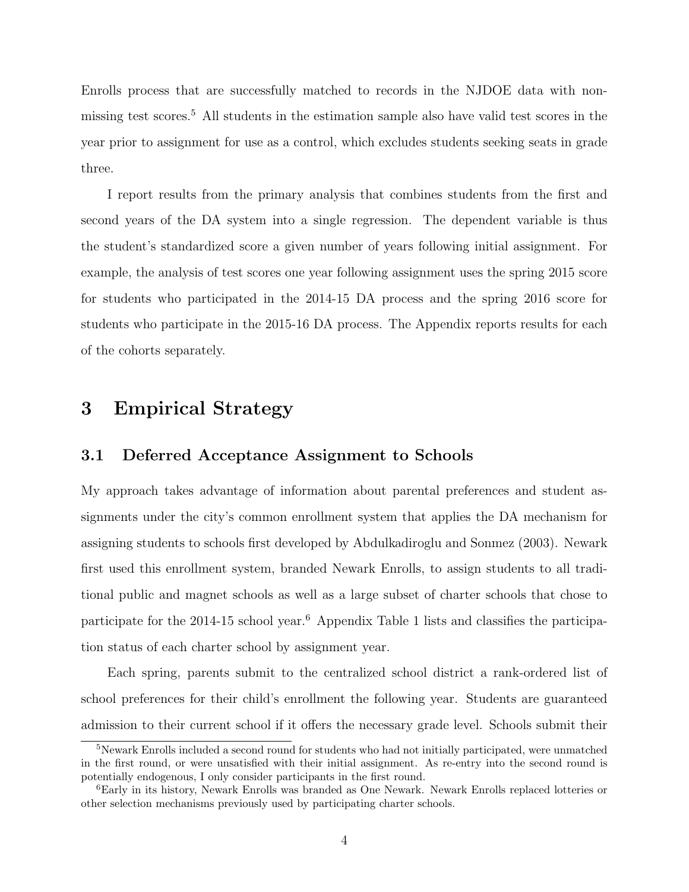Enrolls process that are successfully matched to records in the NJDOE data with non-missing test scores.[5] All students in the estimation sample also have valid test scores in the year prior to assignment for use as a control, which excludes students seeking seats in grade three.

I report results from the primary analysis that combines students from the first and second years of the DA system into a single regression. The dependent variable is thus the student's standardized score a given number of years following initial assignment. For example, the analysis of test scores one year following assignment uses the spring 2015 score for students who participated in the 2014-15 DA process and the spring 2016 score for students who participate in the 2015-16 DA process. The Appendix reports results for each of the cohorts separately.

# 3 Empirical Strategy

## 3.1 Deferred Acceptance Assignment to Schools

My approach takes advantage of information about parental preferences and student assignments under the city's common enrollment system that applies the DA mechanism for assigning students to schools first developed by Abdulkadiroglu and Sonmez (2003). Newark first used this enrollment system, branded Newark Enrolls, to assign students to all traditional public and magnet schools as well as a large subset of charter schools that chose to participate for the 2014-15 school year.[6] Appendix Table 1 lists and classifies the participation status of each charter school by assignment year.

Each spring, parents submit to the centralized school district a rank-ordered list of school preferences for their child's enrollment the following year. Students are guaranteed admission to their current school if it offers the necessary grade level. Schools submit their

[5] Newark Enrolls included a second round for students who had not initially participated, were unmatched in the first round, or were unsatisfied with their initial assignment. As re-entry into the second round is potentially endogenous, I only consider participants in the first round.

[6] Early in its history, Newark Enrolls was branded as One Newark. Newark Enrolls replaced lotteries or other selection mechanisms previously used by participating charter schools.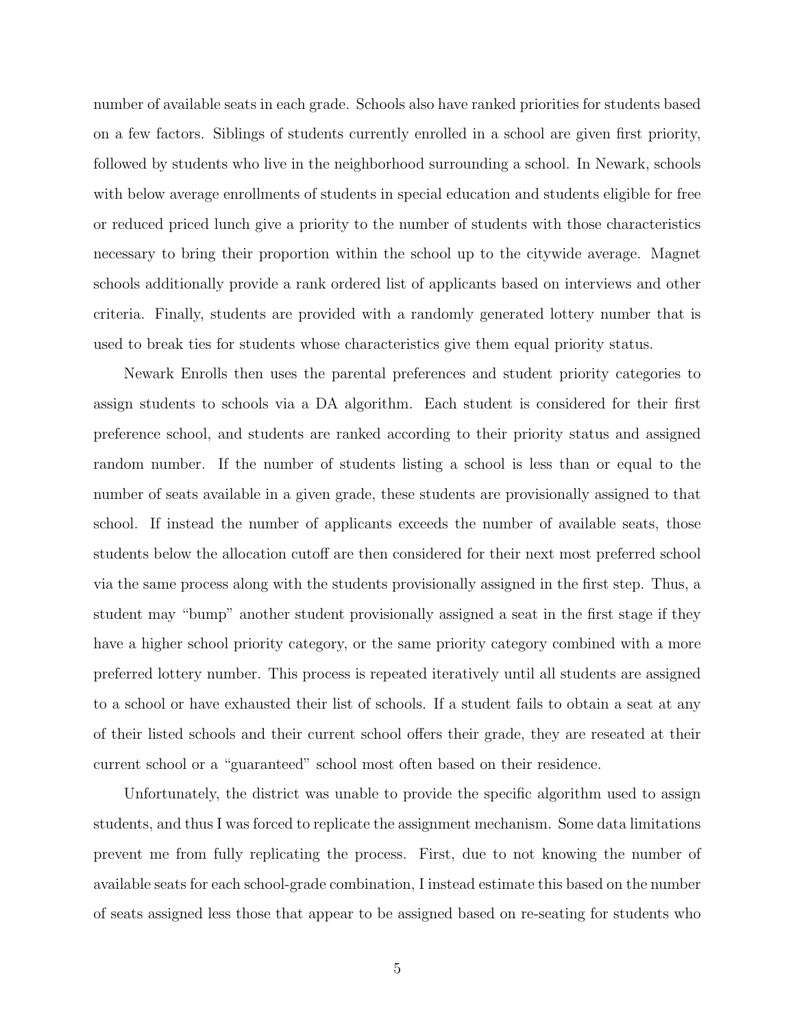number of available seats in each grade. Schools also have ranked priorities for students based on a few factors. Siblings of students currently enrolled in a school are given first priority, followed by students who live in the neighborhood surrounding a school. In Newark, schools with below average enrollments of students in special education and students eligible for free or reduced priced lunch give a priority to the number of students with those characteristics necessary to bring their proportion within the school up to the citywide average. Magnet schools additionally provide a rank ordered list of applicants based on interviews and other criteria. Finally, students are provided with a randomly generated lottery number that is used to break ties for students whose characteristics give them equal priority status.

Newark Enrolls then uses the parental preferences and student priority categories to assign students to schools via a DA algorithm. Each student is considered for their first preference school, and students are ranked according to their priority status and assigned random number. If the number of students listing a school is less than or equal to the number of seats available in a given grade, these students are provisionally assigned to that school. If instead the number of applicants exceeds the number of available seats, those students below the allocation cutoff are then considered for their next most preferred school via the same process along with the students provisionally assigned in the first step. Thus, a student may "bump" another student provisionally assigned a seat in the first stage if they have a higher school priority category, or the same priority category combined with a more preferred lottery number. This process is repeated iteratively until all students are assigned to a school or have exhausted their list of schools. If a student fails to obtain a seat at any of their listed schools and their current school offers their grade, they are reseated at their current school or a "guaranteed" school most often based on their residence.

Unfortunately, the district was unable to provide the specific algorithm used to assign students, and thus I was forced to replicate the assignment mechanism. Some data limitations prevent me from fully replicating the process. First, due to not knowing the number of available seats for each school-grade combination, I instead estimate this based on the number of seats assigned less those that appear to be assigned based on re-seating for students who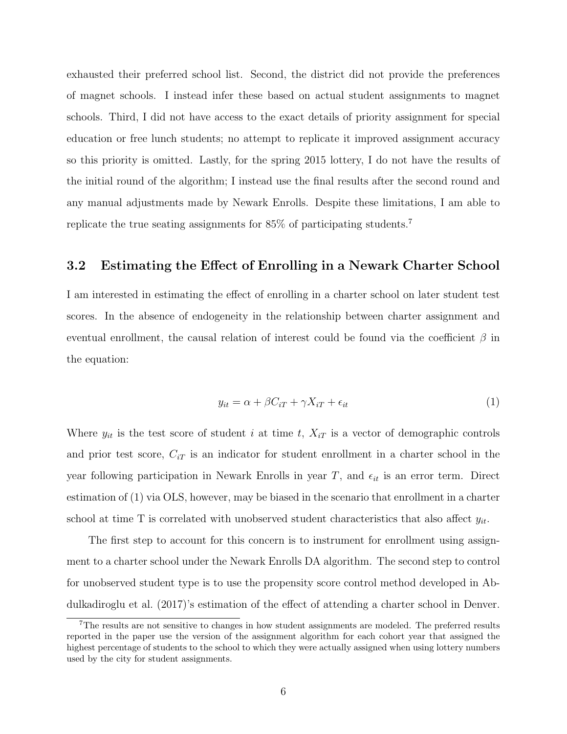exhausted their preferred school list. Second, the district did not provide the preferences of magnet schools. I instead infer these based on actual student assignments to magnet schools. Third, I did not have access to the exact details of priority assignment for special education or free lunch students; no attempt to replicate it improved assignment accuracy so this priority is omitted. Lastly, for the spring 2015 lottery, I do not have the results of the initial round of the algorithm; I instead use the final results after the second round and any manual adjustments made by Newark Enrolls. Despite these limitations, I am able to replicate the true seating assignments for 85% of participating students.[7]

### 3.2 Estimating the Effect of Enrolling in a Newark Charter School

I am interested in estimating the effect of enrolling in a charter school on later student test scores. In the absence of endogeneity in the relationship between charter assignment and eventual enrollment, the causal relation of interest could be found via the coefficient $\beta$ in the equation:

$$y_{it} = \alpha + \beta C_{iT} + \gamma X_{iT} + \epsilon_{it} \tag{1}$$

Where $y_{it}$ is the test score of student $i$ at time $t$, $X_{iT}$ is a vector of demographic controls and prior test score, $C_{iT}$ is an indicator for student enrollment in a charter school in the year following participation in Newark Enrolls in year $T$, and $\epsilon_{it}$ is an error term. Direct estimation of (1) via OLS, however, may be biased in the scenario that enrollment in a charter school at time T is correlated with unobserved student characteristics that also affect $y_{it}$.

The first step to account for this concern is to instrument for enrollment using assignment to a charter school under the Newark Enrolls DA algorithm. The second step to control for unobserved student type is to use the propensity score control method developed in Abdulkadiroglu et al. (2017)'s estimation of the effect of attending a charter school in Denver.

[7] The results are not sensitive to changes in how student assignments are modeled. The preferred results reported in the paper use the version of the assignment algorithm for each cohort year that assigned the highest percentage of students to the school to which they were actually assigned when using lottery numbers used by the city for student assignments.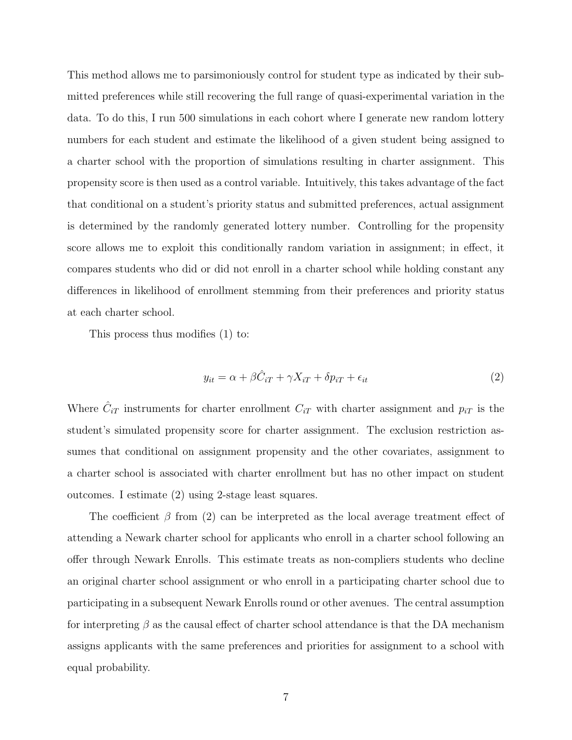This method allows me to parsimoniously control for student type as indicated by their submitted preferences while still recovering the full range of quasi-experimental variation in the data. To do this, I run 500 simulations in each cohort where I generate new random lottery numbers for each student and estimate the likelihood of a given student being assigned to a charter school with the proportion of simulations resulting in charter assignment. This propensity score is then used as a control variable. Intuitively, this takes advantage of the fact that conditional on a student's priority status and submitted preferences, actual assignment is determined by the randomly generated lottery number. Controlling for the propensity score allows me to exploit this conditionally random variation in assignment; in effect, it compares students who did or did not enroll in a charter school while holding constant any differences in likelihood of enrollment stemming from their preferences and priority status at each charter school.

This process thus modifies (1) to:

$$y_{it} = \alpha + \beta \hat{C}_{iT} + \gamma X_{iT} + \delta p_{iT} + \epsilon_{it} \tag{2}$$

Where $\hat{C}_{iT}$ instruments for charter enrollment $C_{iT}$ with charter assignment and $p_{iT}$ is the student's simulated propensity score for charter assignment. The exclusion restriction assumes that conditional on assignment propensity and the other covariates, assignment to a charter school is associated with charter enrollment but has no other impact on student outcomes. I estimate (2) using 2-stage least squares.

The coefficient $\beta$ from (2) can be interpreted as the local average treatment effect of attending a Newark charter school for applicants who enroll in a charter school following an offer through Newark Enrolls. This estimate treats as non-compliers students who decline an original charter school assignment or who enroll in a participating charter school due to participating in a subsequent Newark Enrolls round or other avenues. The central assumption for interpreting $\beta$ as the causal effect of charter school attendance is that the DA mechanism assigns applicants with the same preferences and priorities for assignment to a school with equal probability.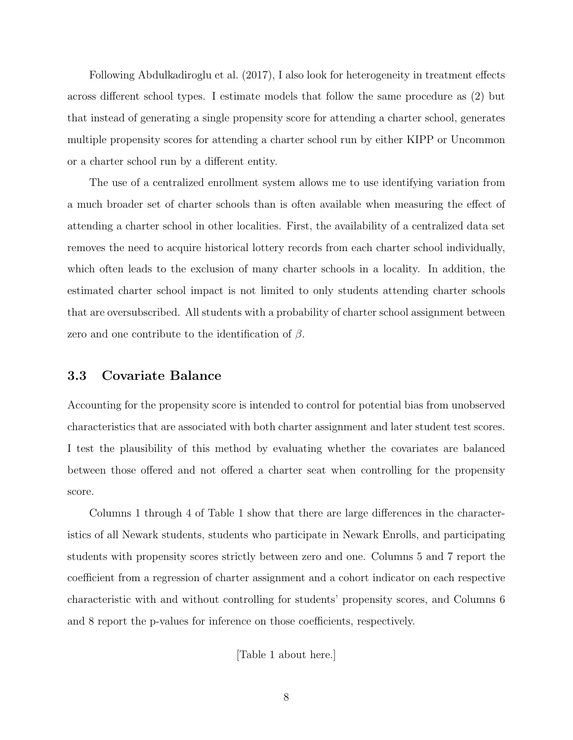Following Abdulkadiroglu et al. (2017), I also look for heterogeneity in treatment effects across different school types. I estimate models that follow the same procedure as (2) but that instead of generating a single propensity score for attending a charter school, generates multiple propensity scores for attending a charter school run by either KIPP or Uncommon or a charter school run by a different entity.

The use of a centralized enrollment system allows me to use identifying variation from a much broader set of charter schools than is often available when measuring the effect of attending a charter school in other localities. First, the availability of a centralized data set removes the need to acquire historical lottery records from each charter school individually, which often leads to the exclusion of many charter schools in a locality. In addition, the estimated charter school impact is not limited to only students attending charter schools that are oversubscribed. All students with a probability of charter school assignment between zero and one contribute to the identification of $\beta$.

## 3.3 Covariate Balance

Accounting for the propensity score is intended to control for potential bias from unobserved characteristics that are associated with both charter assignment and later student test scores. I test the plausibility of this method by evaluating whether the covariates are balanced between those offered and not offered a charter seat when controlling for the propensity score.

Columns 1 through 4 of Table 1 show that there are large differences in the characteristics of all Newark students, students who participate in Newark Enrolls, and participating students with propensity scores strictly between zero and one. Columns 5 and 7 report the coefficient from a regression of charter assignment and a cohort indicator on each respective characteristic with and without controlling for students' propensity scores, and Columns 6 and 8 report the p-values for inference on those coefficients, respectively.

[Table 1 about here.]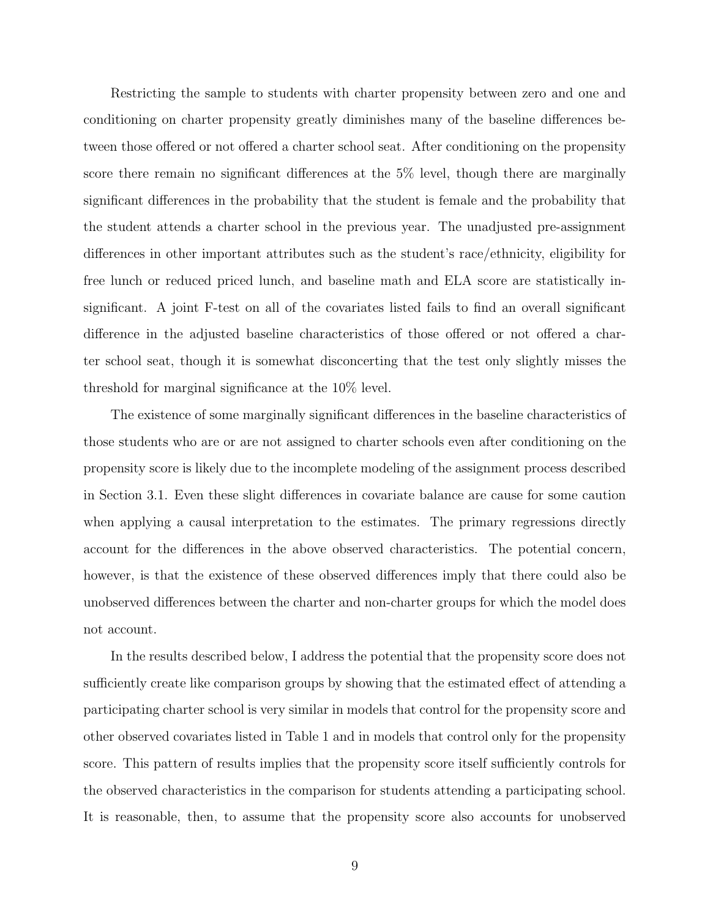Restricting the sample to students with charter propensity between zero and one and conditioning on charter propensity greatly diminishes many of the baseline differences between those offered or not offered a charter school seat. After conditioning on the propensity score there remain no significant differences at the 5% level, though there are marginally significant differences in the probability that the student is female and the probability that the student attends a charter school in the previous year. The unadjusted pre-assignment differences in other important attributes such as the student's race/ethnicity, eligibility for free lunch or reduced priced lunch, and baseline math and ELA score are statistically insignificant. A joint F-test on all of the covariates listed fails to find an overall significant difference in the adjusted baseline characteristics of those offered or not offered a charter school seat, though it is somewhat disconcerting that the test only slightly misses the threshold for marginal significance at the 10% level.

The existence of some marginally significant differences in the baseline characteristics of those students who are or are not assigned to charter schools even after conditioning on the propensity score is likely due to the incomplete modeling of the assignment process described in Section 3.1. Even these slight differences in covariate balance are cause for some caution when applying a causal interpretation to the estimates. The primary regressions directly account for the differences in the above observed characteristics. The potential concern, however, is that the existence of these observed differences imply that there could also be unobserved differences between the charter and non-charter groups for which the model does not account.

In the results described below, I address the potential that the propensity score does not sufficiently create like comparison groups by showing that the estimated effect of attending a participating charter school is very similar in models that control for the propensity score and other observed covariates listed in Table 1 and in models that control only for the propensity score. This pattern of results implies that the propensity score itself sufficiently controls for the observed characteristics in the comparison for students attending a participating school. It is reasonable, then, to assume that the propensity score also accounts for unobserved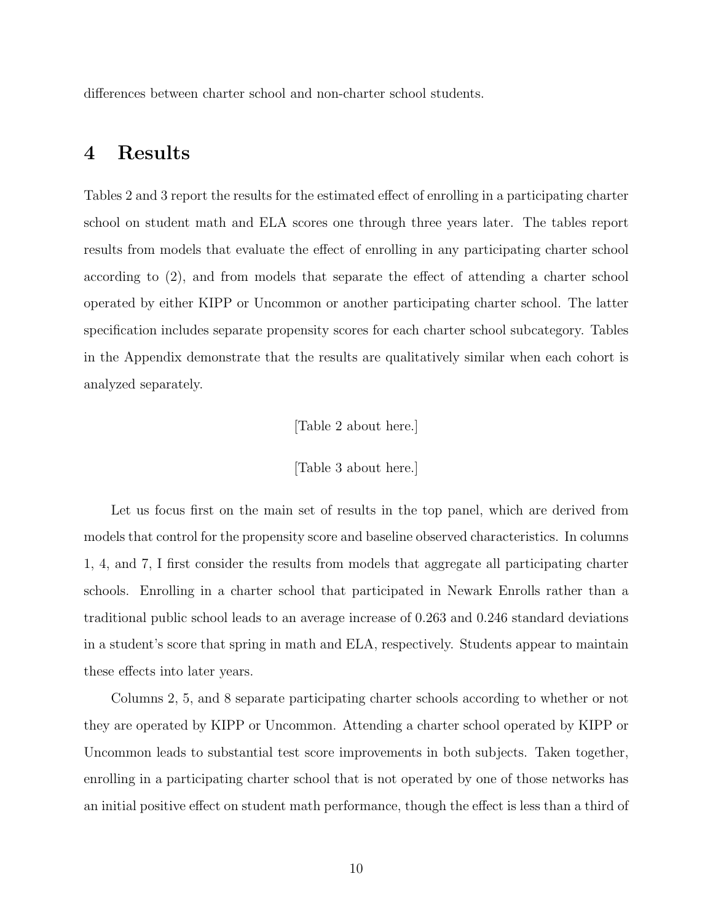differences between charter school and non-charter school students.

# 4 Results

Tables 2 and 3 report the results for the estimated effect of enrolling in a participating charter school on student math and ELA scores one through three years later. The tables report results from models that evaluate the effect of enrolling in any participating charter school according to (2), and from models that separate the effect of attending a charter school operated by either KIPP or Uncommon or another participating charter school. The latter specification includes separate propensity scores for each charter school subcategory. Tables in the Appendix demonstrate that the results are qualitatively similar when each cohort is analyzed separately.

[Table 2 about here.]

[Table 3 about here.]

Let us focus first on the main set of results in the top panel, which are derived from models that control for the propensity score and baseline observed characteristics. In columns 1, 4, and 7, I first consider the results from models that aggregate all participating charter schools. Enrolling in a charter school that participated in Newark Enrolls rather than a traditional public school leads to an average increase of 0.263 and 0.246 standard deviations in a student's score that spring in math and ELA, respectively. Students appear to maintain these effects into later years.

Columns 2, 5, and 8 separate participating charter schools according to whether or not they are operated by KIPP or Uncommon. Attending a charter school operated by KIPP or Uncommon leads to substantial test score improvements in both subjects. Taken together, enrolling in a participating charter school that is not operated by one of those networks has an initial positive effect on student math performance, though the effect is less than a third of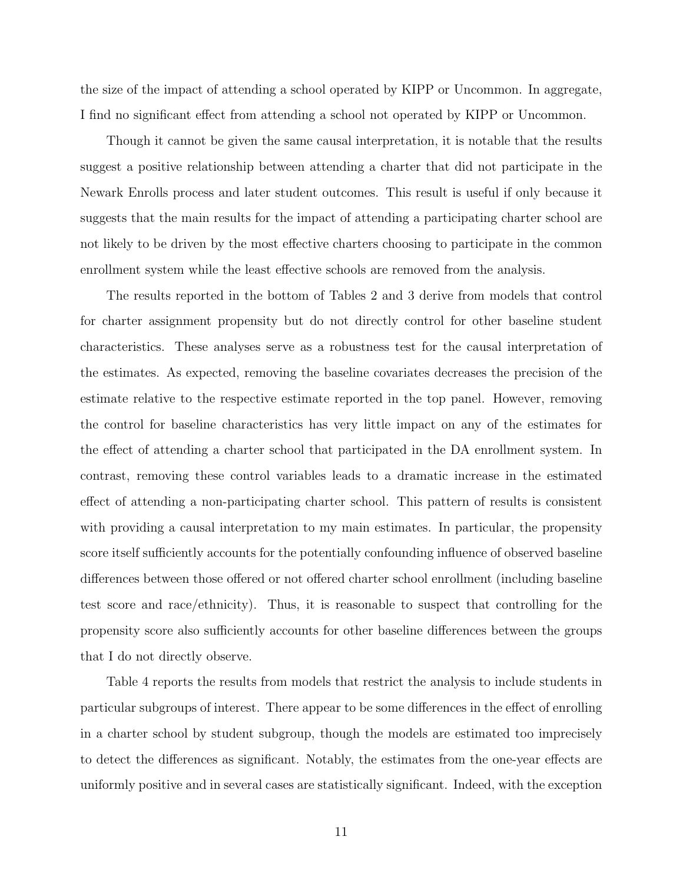the size of the impact of attending a school operated by KIPP or Uncommon. In aggregate, I find no significant effect from attending a school not operated by KIPP or Uncommon.

Though it cannot be given the same causal interpretation, it is notable that the results suggest a positive relationship between attending a charter that did not participate in the Newark Enrolls process and later student outcomes. This result is useful if only because it suggests that the main results for the impact of attending a participating charter school are not likely to be driven by the most effective charters choosing to participate in the common enrollment system while the least effective schools are removed from the analysis.

The results reported in the bottom of Tables 2 and 3 derive from models that control for charter assignment propensity but do not directly control for other baseline student characteristics. These analyses serve as a robustness test for the causal interpretation of the estimates. As expected, removing the baseline covariates decreases the precision of the estimate relative to the respective estimate reported in the top panel. However, removing the control for baseline characteristics has very little impact on any of the estimates for the effect of attending a charter school that participated in the DA enrollment system. In contrast, removing these control variables leads to a dramatic increase in the estimated effect of attending a non-participating charter school. This pattern of results is consistent with providing a causal interpretation to my main estimates. In particular, the propensity score itself sufficiently accounts for the potentially confounding influence of observed baseline differences between those offered or not offered charter school enrollment (including baseline test score and race/ethnicity). Thus, it is reasonable to suspect that controlling for the propensity score also sufficiently accounts for other baseline differences between the groups that I do not directly observe.

Table 4 reports the results from models that restrict the analysis to include students in particular subgroups of interest. There appear to be some differences in the effect of enrolling in a charter school by student subgroup, though the models are estimated too imprecisely to detect the differences as significant. Notably, the estimates from the one-year effects are uniformly positive and in several cases are statistically significant. Indeed, with the exception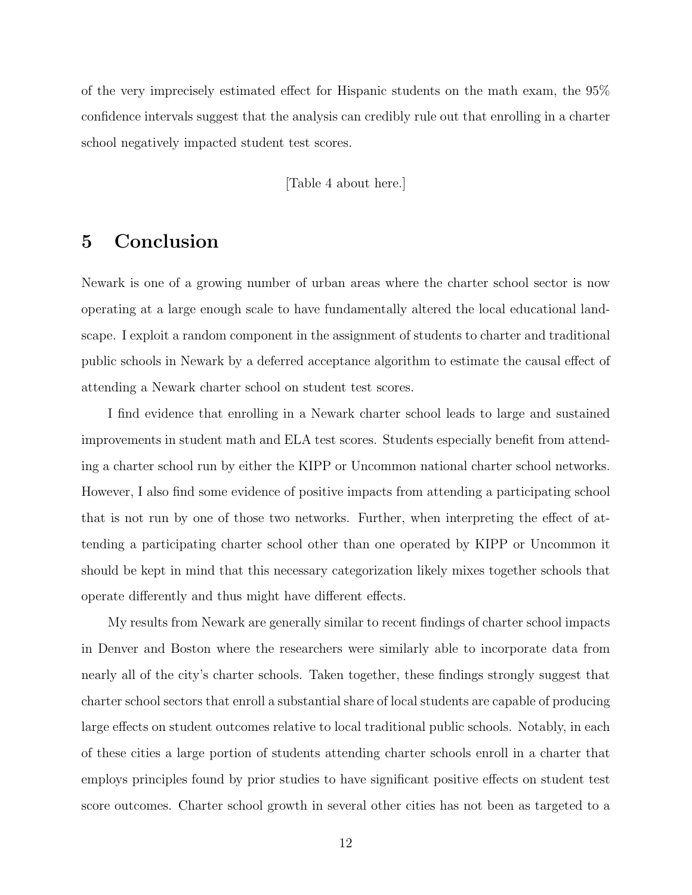of the very imprecisely estimated effect for Hispanic students on the math exam, the 95% confidence intervals suggest that the analysis can credibly rule out that enrolling in a charter school negatively impacted student test scores.

[Table 4 about here.]

# 5 Conclusion

Newark is one of a growing number of urban areas where the charter school sector is now operating at a large enough scale to have fundamentally altered the local educational landscape. I exploit a random component in the assignment of students to charter and traditional public schools in Newark by a deferred acceptance algorithm to estimate the causal effect of attending a Newark charter school on student test scores.

I find evidence that enrolling in a Newark charter school leads to large and sustained improvements in student math and ELA test scores. Students especially benefit from attending a charter school run by either the KIPP or Uncommon national charter school networks. However, I also find some evidence of positive impacts from attending a participating school that is not run by one of those two networks. Further, when interpreting the effect of attending a participating charter school other than one operated by KIPP or Uncommon it should be kept in mind that this necessary categorization likely mixes together schools that operate differently and thus might have different effects.

My results from Newark are generally similar to recent findings of charter school impacts in Denver and Boston where the researchers were similarly able to incorporate data from nearly all of the city's charter schools. Taken together, these findings strongly suggest that charter school sectors that enroll a substantial share of local students are capable of producing large effects on student outcomes relative to local traditional public schools. Notably, in each of these cities a large portion of students attending charter schools enroll in a charter that employs principles found by prior studies to have significant positive effects on student test score outcomes. Charter school growth in several other cities has not been as targeted to a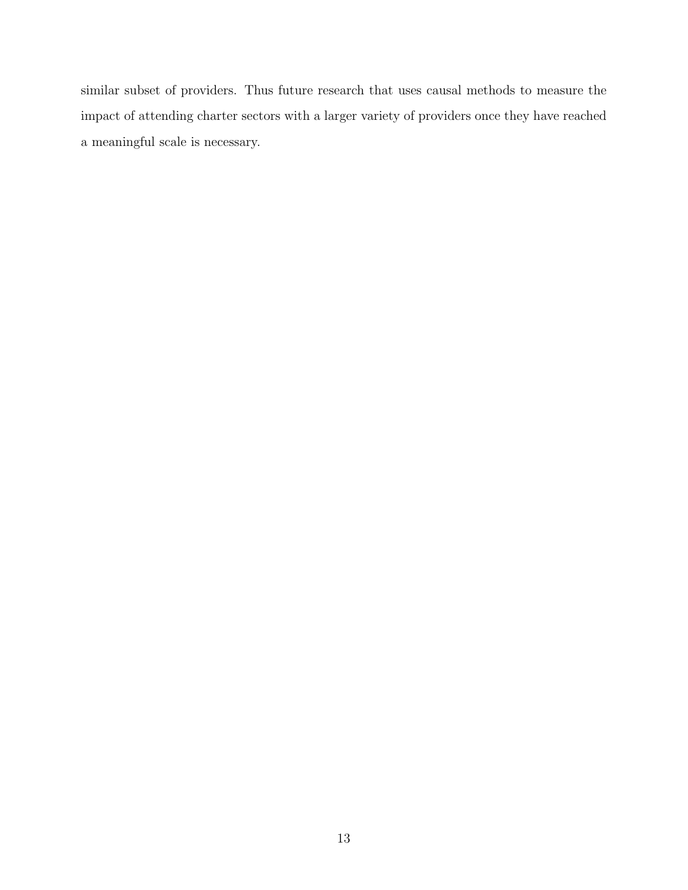similar subset of providers. Thus future research that uses causal methods to measure the impact of attending charter sectors with a larger variety of providers once they have reached a meaningful scale is necessary.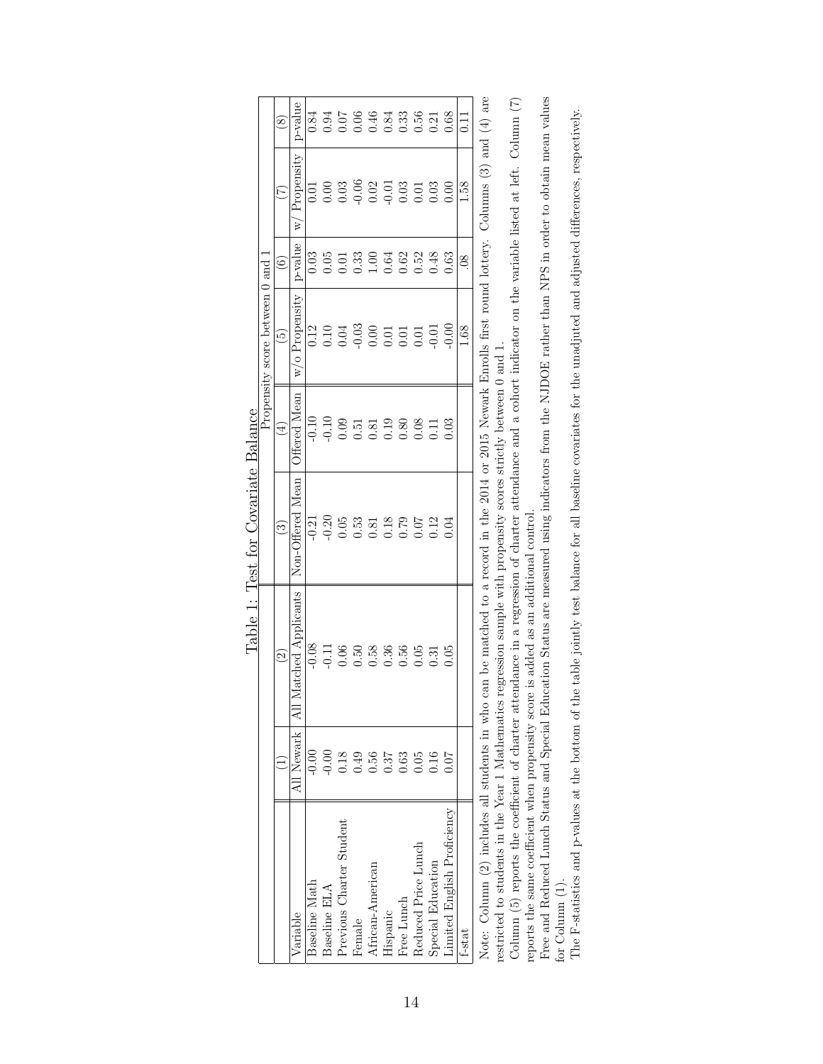Table 1: Test for Covariate Balance

| | (1) | (2) | (3) | (4) | Propensity score between 0 and 1 (5) | (6) | (7) | (8) |
|---|---|---|---|---|---|---|---|---|
| Variable | All Newark | All Matched Applicants | Non-Offered Mean | Offered Mean | w/o Propensity | p-value | w/ Propensity | p-value |
| Baseline Math | -0.00 | -0.08 | -0.21 | -0.10 | 0.12 | 0.03 | 0.01 | 0.84 |
| Baseline ELA | -0.00 | -0.11 | -0.20 | -0.10 | 0.10 | 0.05 | 0.00 | 0.94 |
| Previous Charter Student | 0.18 | 0.06 | 0.05 | 0.09 | 0.04 | 0.01 | 0.03 | 0.07 |
| Female | 0.49 | 0.50 | 0.53 | 0.51 | -0.03 | 0.33 | -0.06 | 0.06 |
| African-American | 0.56 | 0.58 | 0.81 | 0.81 | 0.00 | 1.00 | 0.02 | 0.46 |
| Hispanic | 0.37 | 0.36 | 0.18 | 0.19 | 0.01 | 0.64 | -0.01 | 0.84 |
| Free Lunch | 0.63 | 0.56 | 0.79 | 0.80 | 0.01 | 0.62 | 0.03 | 0.33 |
| Reduced Price Lunch | 0.05 | 0.05 | 0.07 | 0.08 | 0.01 | 0.52 | 0.01 | 0.56 |
| Special Education | 0.16 | 0.31 | 0.12 | 0.11 | -0.01 | 0.48 | 0.03 | 0.21 |
| Limited English Proficiency | 0.07 | 0.05 | 0.04 | 0.03 | -0.00 | 0.63 | 0.00 | 0.68 |
| f-stat | | | | | 1.68 | .08 | 1.58 | 0.11 |

Note: Column (2) includes all students in who can be matched to a record in the 2014 or 2015 Newark Enrolls first round lottery. Columns (3) and (4) are restricted to students in the Year 1 Mathematics regression sample with propensity scores strictly between 0 and 1.

Column (5) reports the coefficient of charter attendance in a regression of charter attendance and a cohort indicator on the variable listed at left. Column (7) reports the same coefficient when propensity score is added as an additional control.

Free and Reduced Lunch Status and Special Education Status are measured using indicators from the NJDOE rather than NPS in order to obtain mean values for Column (1).

The F-statistics and p-values at the bottom of the table jointly test balance for all baseline covariates for the unadjuted and adjusted differences, respectively.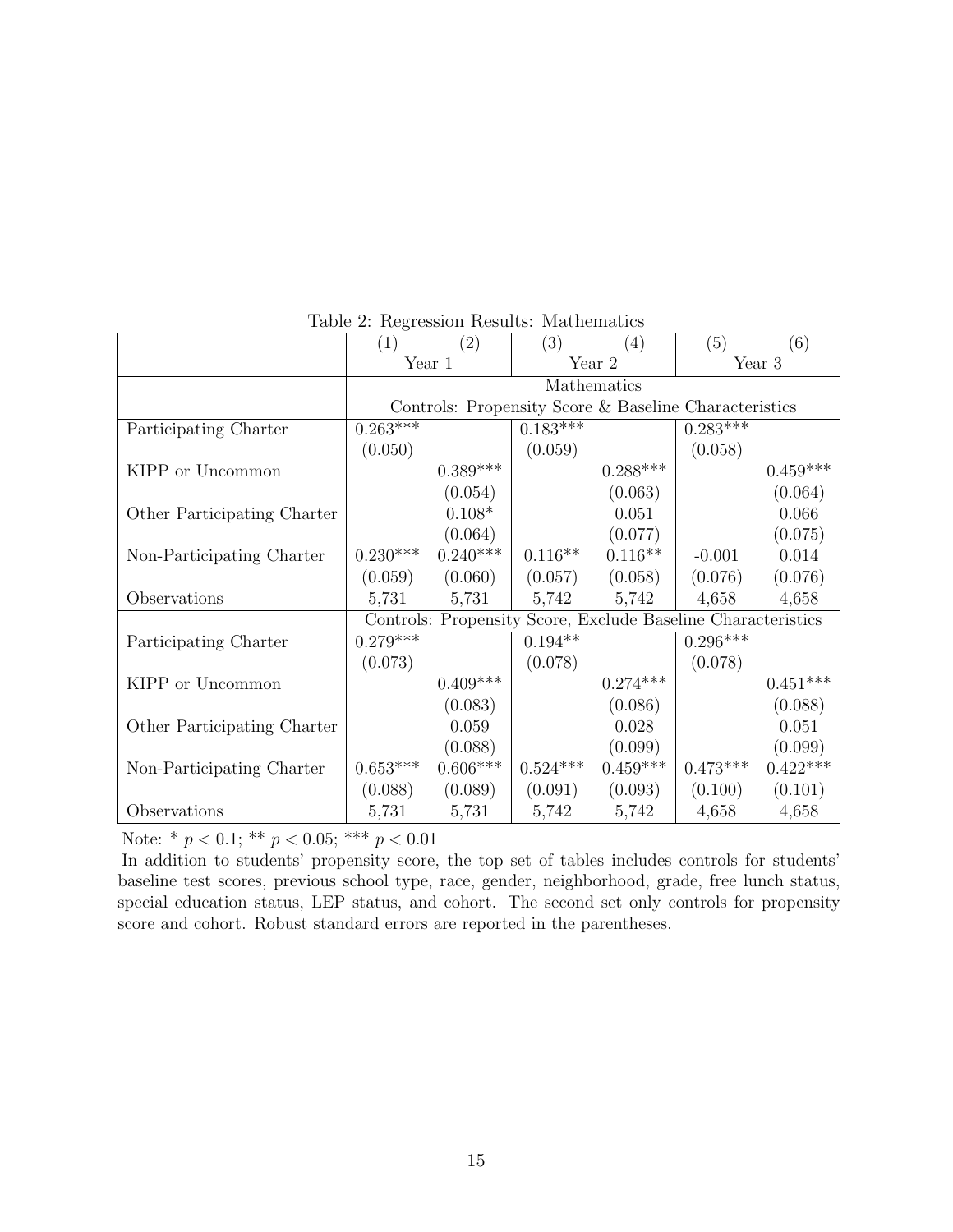Table 2: Regression Results: Mathematics

| | (1) | (2) | (3) | (4) | (5) | (6) |
|---|---|---|---|---|---|---|
| | Year 1 | | Year 2 | | Year 3 | |
| | Mathematics | | | | | |
| | Controls: Propensity Score & Baseline Characteristics | | | | | |
| Participating Charter | 0.263*** | | 0.183*** | | 0.283*** | |
| | (0.050) | | (0.059) | | (0.058) | |
| KIPP or Uncommon | | 0.389*** | | 0.288*** | | 0.459*** |
| | | (0.054) | | (0.063) | | (0.064) |
| Other Participating Charter | | 0.108* | | 0.051 | | 0.066 |
| | | (0.064) | | (0.077) | | (0.075) |
| Non-Participating Charter | 0.230*** | 0.240*** | 0.116** | 0.116** | -0.001 | 0.014 |
| | (0.059) | (0.060) | (0.057) | (0.058) | (0.076) | (0.076) |
| Observations | 5,731 | 5,731 | 5,742 | 5,742 | 4,658 | 4,658 |
| | Controls: Propensity Score, Exclude Baseline Characteristics | | | | | |
| Participating Charter | 0.279*** | | 0.194** | | 0.296*** | |
| | (0.073) | | (0.078) | | (0.078) | |
| KIPP or Uncommon | | 0.409*** | | 0.274*** | | 0.451*** |
| | | (0.083) | | (0.086) | | (0.088) |
| Other Participating Charter | | 0.059 | | 0.028 | | 0.051 |
| | | (0.088) | | (0.099) | | (0.099) |
| Non-Participating Charter | 0.653*** | 0.606*** | 0.524*** | 0.459*** | 0.473*** | 0.422*** |
| | (0.088) | (0.089) | (0.091) | (0.093) | (0.100) | (0.101) |
| Observations | 5,731 | 5,731 | 5,742 | 5,742 | 4,658 | 4,658 |

Note: * $p < 0.1$; ** $p < 0.05$; *** $p < 0.01$

In addition to students' propensity score, the top set of tables includes controls for students' baseline test scores, previous school type, race, gender, neighborhood, grade, free lunch status, special education status, LEP status, and cohort. The second set only controls for propensity score and cohort. Robust standard errors are reported in the parentheses.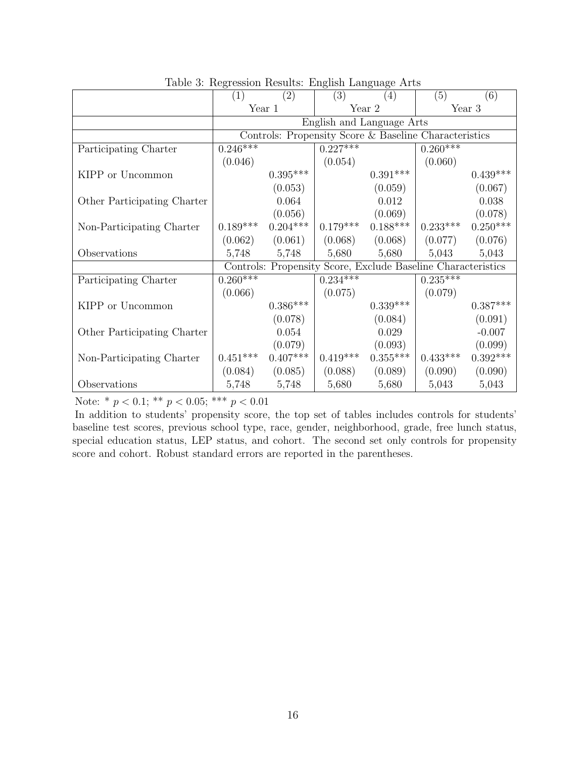Table 3: Regression Results: English Language Arts

| | (1) | (2) | (3) | (4) | (5) | (6) |
|---|---|---|---|---|---|---|
| | Year 1 | | Year 2 | | Year 3 | |
| | English and Language Arts | | | | | |
| | Controls: Propensity Score & Baseline Characteristics | | | | | |
| Participating Charter | 0.246*** | | 0.227*** | | 0.260*** | |
| | (0.046) | | (0.054) | | (0.060) | |
| KIPP or Uncommon | | 0.395*** | | 0.391*** | | 0.439*** |
| | | (0.053) | | (0.059) | | (0.067) |
| Other Participating Charter | | 0.064 | | 0.012 | | 0.038 |
| | | (0.056) | | (0.069) | | (0.078) |
| Non-Participating Charter | 0.189*** | 0.204*** | 0.179*** | 0.188*** | 0.233*** | 0.250*** |
| | (0.062) | (0.061) | (0.068) | (0.068) | (0.077) | (0.076) |
| Observations | 5,748 | 5,748 | 5,680 | 5,680 | 5,043 | 5,043 |
| | Controls: Propensity Score, Exclude Baseline Characteristics | | | | | |
| Participating Charter | 0.260*** | | 0.234*** | | 0.235*** | |
| | (0.066) | | (0.075) | | (0.079) | |
| KIPP or Uncommon | | 0.386*** | | 0.339*** | | 0.387*** |
| | | (0.078) | | (0.084) | | (0.091) |
| Other Participating Charter | | 0.054 | | 0.029 | | -0.007 |
| | | (0.079) | | (0.093) | | (0.099) |
| Non-Participating Charter | 0.451*** | 0.407*** | 0.419*** | 0.355*** | 0.433*** | 0.392*** |
| | (0.084) | (0.085) | (0.088) | (0.089) | (0.090) | (0.090) |
| Observations | 5,748 | 5,748 | 5,680 | 5,680 | 5,043 | 5,043 |

Note: * $p < 0.1$; ** $p < 0.05$; *** $p < 0.01$

In addition to students' propensity score, the top set of tables includes controls for students' baseline test scores, previous school type, race, gender, neighborhood, grade, free lunch status, special education status, LEP status, and cohort. The second set only controls for propensity score and cohort. Robust standard errors are reported in the parentheses.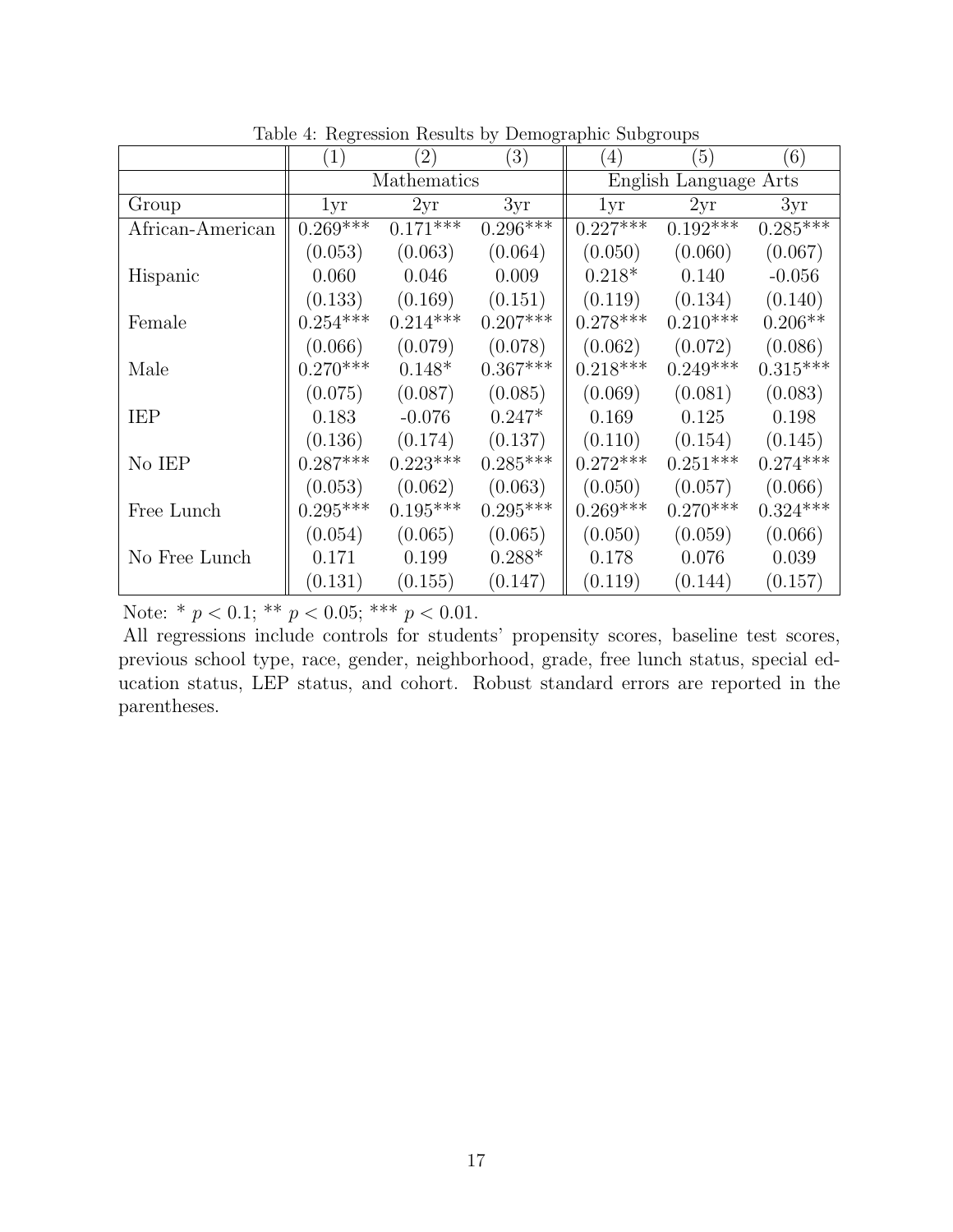Table 4: Regression Results by Demographic Subgroups

| | (1) | (2) | (3) | (4) | (5) | (6) |
|---|---|---|---|---|---|---|
| | Mathematics | | | English Language Arts | | |
| Group | 1yr | 2yr | 3yr | 1yr | 2yr | 3yr |
| African-American | 0.269*** | 0.171*** | 0.296*** | 0.227*** | 0.192*** | 0.285*** |
| | (0.053) | (0.063) | (0.064) | (0.050) | (0.060) | (0.067) |
| Hispanic | 0.060 | 0.046 | 0.009 | 0.218* | 0.140 | -0.056 |
| | (0.133) | (0.169) | (0.151) | (0.119) | (0.134) | (0.140) |
| Female | 0.254*** | 0.214*** | 0.207*** | 0.278*** | 0.210*** | 0.206** |
| | (0.066) | (0.079) | (0.078) | (0.062) | (0.072) | (0.086) |
| Male | 0.270*** | 0.148* | 0.367*** | 0.218*** | 0.249*** | 0.315*** |
| | (0.075) | (0.087) | (0.085) | (0.069) | (0.081) | (0.083) |
| IEP | 0.183 | -0.076 | 0.247* | 0.169 | 0.125 | 0.198 |
| | (0.136) | (0.174) | (0.137) | (0.110) | (0.154) | (0.145) |
| No IEP | 0.287*** | 0.223*** | 0.285*** | 0.272*** | 0.251*** | 0.274*** |
| | (0.053) | (0.062) | (0.063) | (0.050) | (0.057) | (0.066) |
| Free Lunch | 0.295*** | 0.195*** | 0.295*** | 0.269*** | 0.270*** | 0.324*** |
| | (0.054) | (0.065) | (0.065) | (0.050) | (0.059) | (0.066) |
| No Free Lunch | 0.171 | 0.199 | 0.288* | 0.178 | 0.076 | 0.039 |
| | (0.131) | (0.155) | (0.147) | (0.119) | (0.144) | (0.157) |

Note: * $p < 0.1$; ** $p < 0.05$; *** $p < 0.01$.

All regressions include controls for students' propensity scores, baseline test scores, previous school type, race, gender, neighborhood, grade, free lunch status, special education status, LEP status, and cohort. Robust standard errors are reported in the parentheses.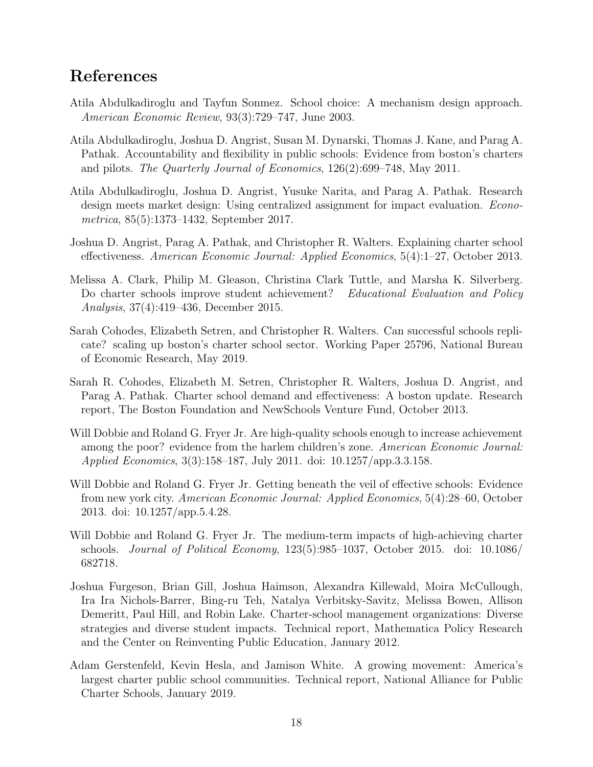# References

Atila Abdulkadiroglu and Tayfun Sonmez. School choice: A mechanism design approach. *American Economic Review*, 93(3):729–747, June 2003.

Atila Abdulkadiroglu, Joshua D. Angrist, Susan M. Dynarski, Thomas J. Kane, and Parag A. Pathak. Accountability and flexibility in public schools: Evidence from boston's charters and pilots. *The Quarterly Journal of Economics*, 126(2):699–748, May 2011.

Atila Abdulkadiroglu, Joshua D. Angrist, Yusuke Narita, and Parag A. Pathak. Research design meets market design: Using centralized assignment for impact evaluation. *Econometrica*, 85(5):1373–1432, September 2017.

Joshua D. Angrist, Parag A. Pathak, and Christopher R. Walters. Explaining charter school effectiveness. *American Economic Journal: Applied Economics*, 5(4):1–27, October 2013.

Melissa A. Clark, Philip M. Gleason, Christina Clark Tuttle, and Marsha K. Silverberg. Do charter schools improve student achievement? *Educational Evaluation and Policy Analysis*, 37(4):419–436, December 2015.

Sarah Cohodes, Elizabeth Setren, and Christopher R. Walters. Can successful schools replicate? scaling up boston's charter school sector. Working Paper 25796, National Bureau of Economic Research, May 2019.

Sarah R. Cohodes, Elizabeth M. Setren, Christopher R. Walters, Joshua D. Angrist, and Parag A. Pathak. Charter school demand and effectiveness: A boston update. Research report, The Boston Foundation and NewSchools Venture Fund, October 2013.

Will Dobbie and Roland G. Fryer Jr. Are high-quality schools enough to increase achievement among the poor? evidence from the harlem children's zone. *American Economic Journal: Applied Economics*, 3(3):158–187, July 2011. doi: 10.1257/app.3.3.158.

Will Dobbie and Roland G. Fryer Jr. Getting beneath the veil of effective schools: Evidence from new york city. *American Economic Journal: Applied Economics*, 5(4):28–60, October 2013. doi: 10.1257/app.5.4.28.

Will Dobbie and Roland G. Fryer Jr. The medium-term impacts of high-achieving charter schools. *Journal of Political Economy*, 123(5):985–1037, October 2015. doi: 10.1086/682718.

Joshua Furgeson, Brian Gill, Joshua Haimson, Alexandra Killewald, Moira McCullough, Ira Ira Nichols-Barrer, Bing-ru Teh, Natalya Verbitsky-Savitz, Melissa Bowen, Allison Demeritt, Paul Hill, and Robin Lake. Charter-school management organizations: Diverse strategies and diverse student impacts. Technical report, Mathematica Policy Research and the Center on Reinventing Public Education, January 2012.

Adam Gerstenfeld, Kevin Hesla, and Jamison White. A growing movement: America's largest charter public school communities. Technical report, National Alliance for Public Charter Schools, January 2019.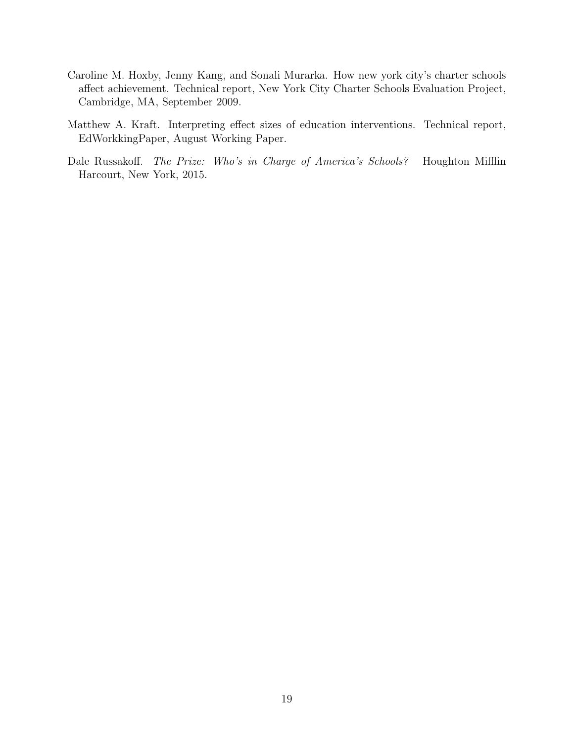Caroline M. Hoxby, Jenny Kang, and Sonali Murarka. How new york city's charter schools affect achievement. Technical report, New York City Charter Schools Evaluation Project, Cambridge, MA, September 2009.

Matthew A. Kraft. Interpreting effect sizes of education interventions. Technical report, EdWorkkingPaper, August Working Paper.

Dale Russakoff. *The Prize: Who's in Charge of America's Schools?* Houghton Mifflin Harcourt, New York, 2015.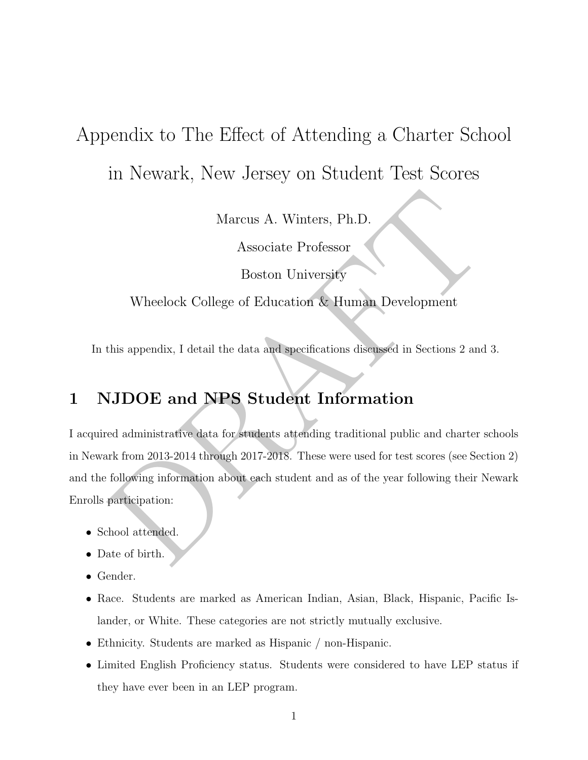# Appendix to The Effect of Attending a Charter School in Newark, New Jersey on Student Test Scores

Marcus A. Winters, Ph.D.

Associate Professor

Boston University

Wheelock College of Education & Human Development

In this appendix, I detail the data and specifications discussed in Sections 2 and 3.

## 1 NJDOE and NPS Student Information

I acquired administrative data for students attending traditional public and charter schools in Newark from 2013-2014 through 2017-2018. These were used for test scores (see Section 2) and the following information about each student and as of the year following their Newark Enrolls participation:

- School attended.
- Date of birth.
- Gender.
- Race. Students are marked as American Indian, Asian, Black, Hispanic, Pacific Islander, or White. These categories are not strictly mutually exclusive.
- Ethnicity. Students are marked as Hispanic / non-Hispanic.
- Limited English Proficiency status. Students were considered to have LEP status if they have ever been in an LEP program.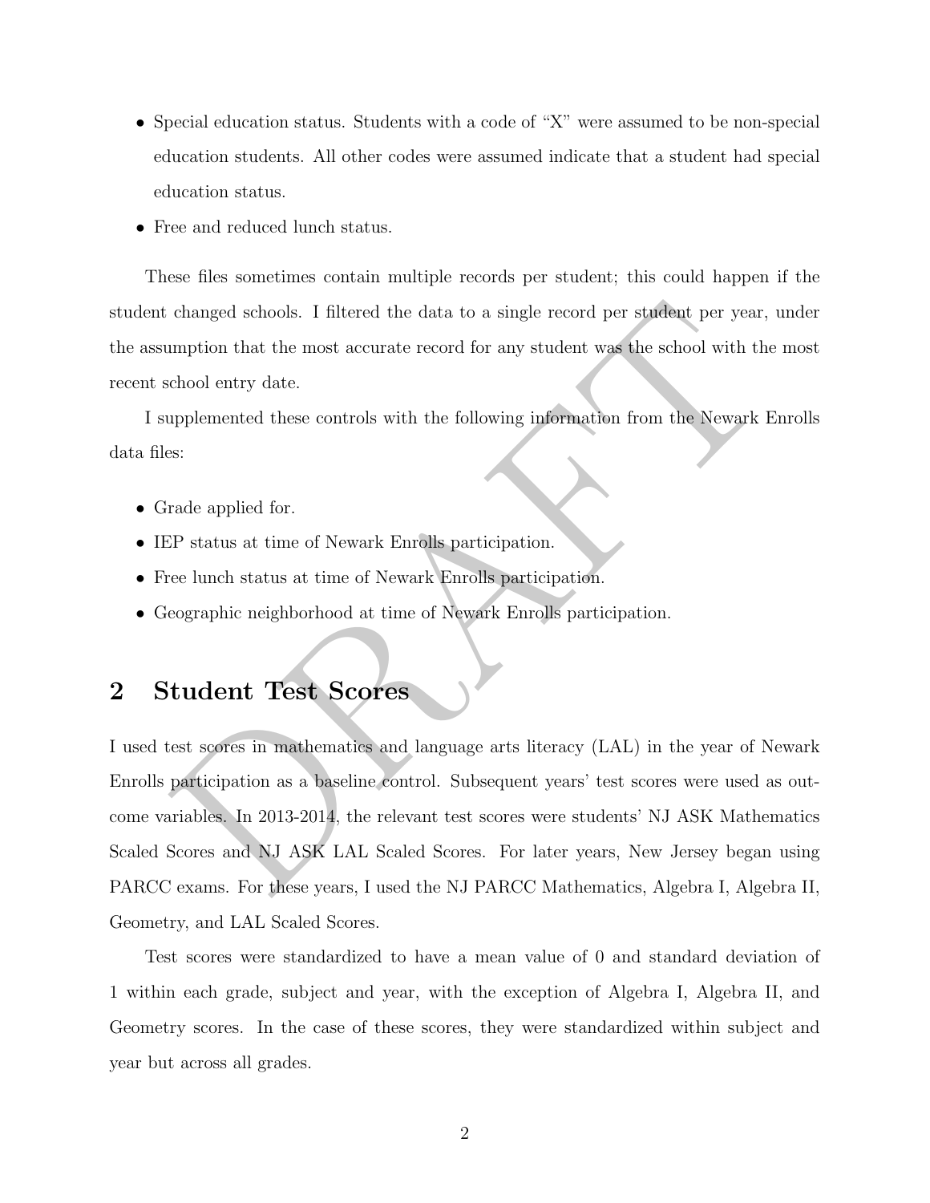- Special education status. Students with a code of "X" were assumed to be non-special education students. All other codes were assumed indicate that a student had special education status.
- Free and reduced lunch status.

These files sometimes contain multiple records per student; this could happen if the student changed schools. I filtered the data to a single record per student per year, under the assumption that the most accurate record for any student was the school with the most recent school entry date.

I supplemented these controls with the following information from the Newark Enrolls data files:

- Grade applied for.
- IEP status at time of Newark Enrolls participation.
- Free lunch status at time of Newark Enrolls participation.
- Geographic neighborhood at time of Newark Enrolls participation.

## 2 Student Test Scores

I used test scores in mathematics and language arts literacy (LAL) in the year of Newark Enrolls participation as a baseline control. Subsequent years' test scores were used as outcome variables. In 2013-2014, the relevant test scores were students' NJ ASK Mathematics Scaled Scores and NJ ASK LAL Scaled Scores. For later years, New Jersey began using PARCC exams. For these years, I used the NJ PARCC Mathematics, Algebra I, Algebra II, Geometry, and LAL Scaled Scores.

Test scores were standardized to have a mean value of 0 and standard deviation of 1 within each grade, subject and year, with the exception of Algebra I, Algebra II, and Geometry scores. In the case of these scores, they were standardized within subject and year but across all grades.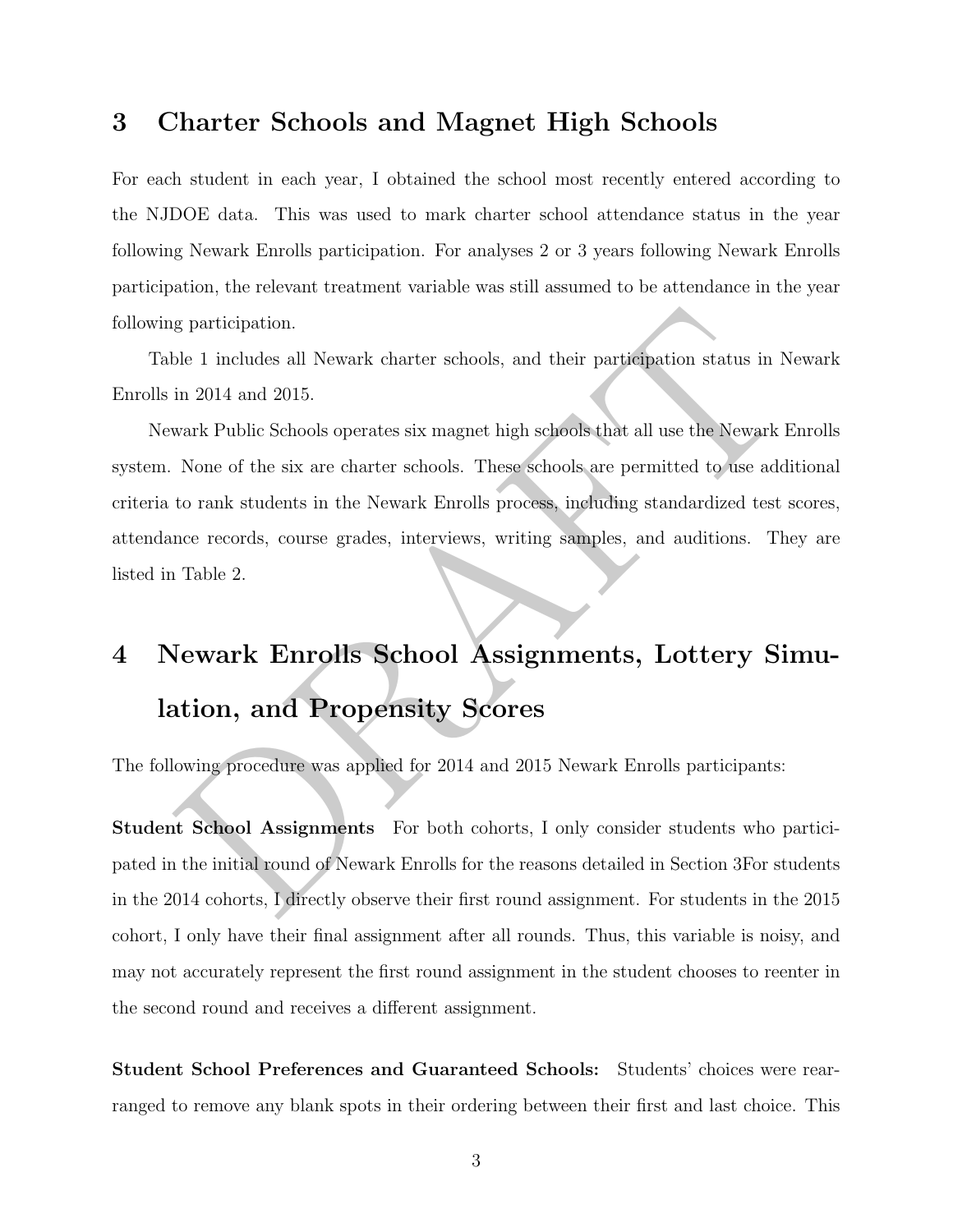# 3 Charter Schools and Magnet High Schools

For each student in each year, I obtained the school most recently entered according to the NJDOE data. This was used to mark charter school attendance status in the year following Newark Enrolls participation. For analyses 2 or 3 years following Newark Enrolls participation, the relevant treatment variable was still assumed to be attendance in the year following participation.

Table 1 includes all Newark charter schools, and their participation status in Newark Enrolls in 2014 and 2015.

Newark Public Schools operates six magnet high schools that all use the Newark Enrolls system. None of the six are charter schools. These schools are permitted to use additional criteria to rank students in the Newark Enrolls process, including standardized test scores, attendance records, course grades, interviews, writing samples, and auditions. They are listed in Table 2.

# 4 Newark Enrolls School Assignments, Lottery Simulation, and Propensity Scores

The following procedure was applied for 2014 and 2015 Newark Enrolls participants:

**Student School Assignments** For both cohorts, I only consider students who participated in the initial round of Newark Enrolls for the reasons detailed in Section 3For students in the 2014 cohorts, I directly observe their first round assignment. For students in the 2015 cohort, I only have their final assignment after all rounds. Thus, this variable is noisy, and may not accurately represent the first round assignment in the student chooses to reenter in the second round and receives a different assignment.

**Student School Preferences and Guaranteed Schools:** Students' choices were rearranged to remove any blank spots in their ordering between their first and last choice. This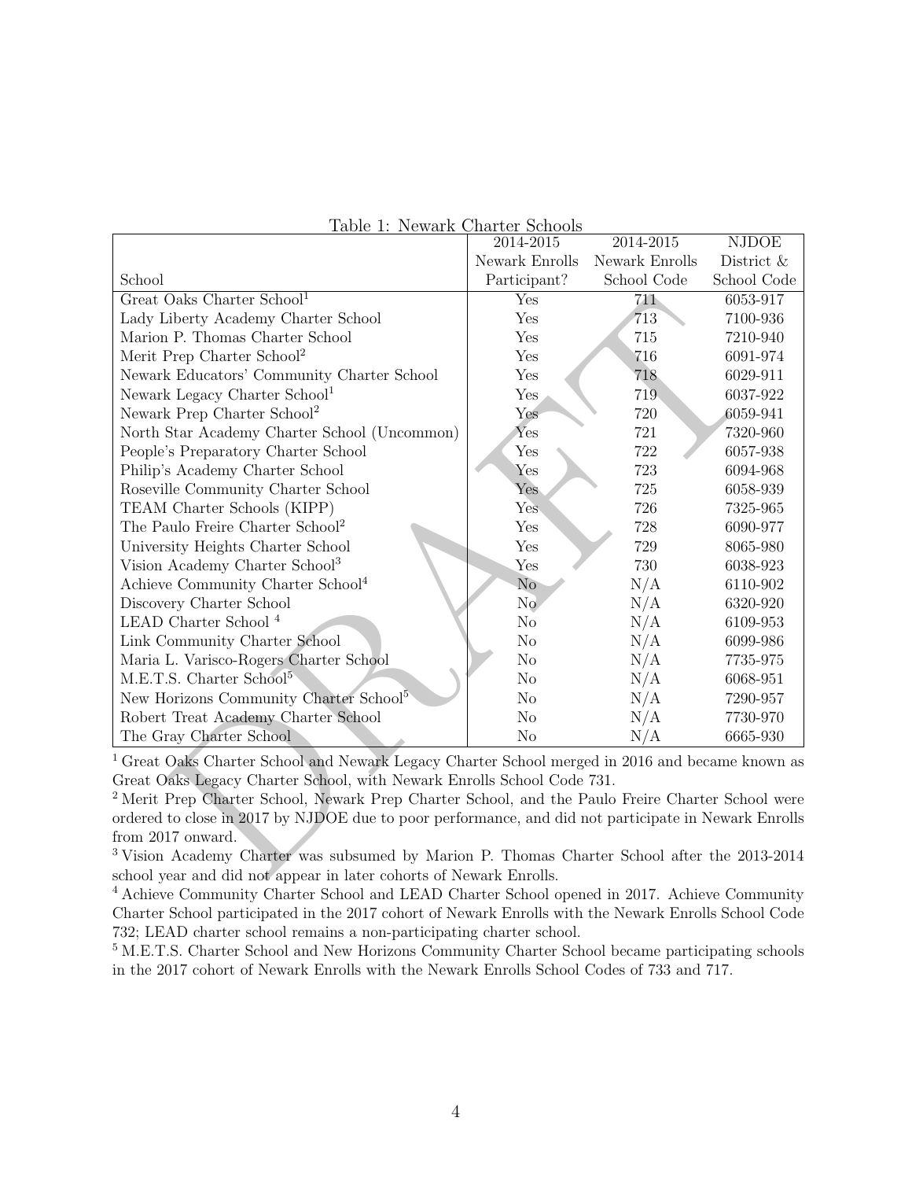Table 1: Newark Charter Schools

| School | 2014-2015 Newark Enrolls Participant? | 2014-2015 Newark Enrolls School Code | NJDOE District & School Code |
|---|---|---|---|
| Great Oaks Charter School[1] | Yes | 711 | 6053-917 |
| Lady Liberty Academy Charter School | Yes | 713 | 7100-936 |
| Marion P. Thomas Charter School | Yes | 715 | 7210-940 |
| Merit Prep Charter School[2] | Yes | 716 | 6091-974 |
| Newark Educators' Community Charter School | Yes | 718 | 6029-911 |
| Newark Legacy Charter School[1] | Yes | 719 | 6037-922 |
| Newark Prep Charter School[2] | Yes | 720 | 6059-941 |
| North Star Academy Charter School (Uncommon) | Yes | 721 | 7320-960 |
| People's Preparatory Charter School | Yes | 722 | 6057-938 |
| Philip's Academy Charter School | Yes | 723 | 6094-968 |
| Roseville Community Charter School | Yes | 725 | 6058-939 |
| TEAM Charter Schools (KIPP) | Yes | 726 | 7325-965 |
| The Paulo Freire Charter School[2] | Yes | 728 | 6090-977 |
| University Heights Charter School | Yes | 729 | 8065-980 |
| Vision Academy Charter School[3] | Yes | 730 | 6038-923 |
| Achieve Community Charter School[4] | No | N/A | 6110-902 |
| Discovery Charter School | No | N/A | 6320-920 |
| LEAD Charter School [4] | No | N/A | 6109-953 |
| Link Community Charter School | No | N/A | 6099-986 |
| Maria L. Varisco-Rogers Charter School | No | N/A | 7735-975 |
| M.E.T.S. Charter School[5] | No | N/A | 6068-951 |
| New Horizons Community Charter School[5] | No | N/A | 7290-957 |
| Robert Treat Academy Charter School | No | N/A | 7730-970 |
| The Gray Charter School | No | N/A | 6665-930 |

[1] Great Oaks Charter School and Newark Legacy Charter School merged in 2016 and became known as Great Oaks Legacy Charter School, with Newark Enrolls School Code 731.

[2] Merit Prep Charter School, Newark Prep Charter School, and the Paulo Freire Charter School were ordered to close in 2017 by NJDOE due to poor performance, and did not participate in Newark Enrolls from 2017 onward.

[3] Vision Academy Charter was subsumed by Marion P. Thomas Charter School after the 2013-2014 school year and did not appear in later cohorts of Newark Enrolls.

[4] Achieve Community Charter School and LEAD Charter School opened in 2017. Achieve Community Charter School participated in the 2017 cohort of Newark Enrolls with the Newark Enrolls School Code 732; LEAD charter school remains a non-participating charter school.

[5] M.E.T.S. Charter School and New Horizons Community Charter School became participating schools in the 2017 cohort of Newark Enrolls with the Newark Enrolls School Codes of 733 and 717.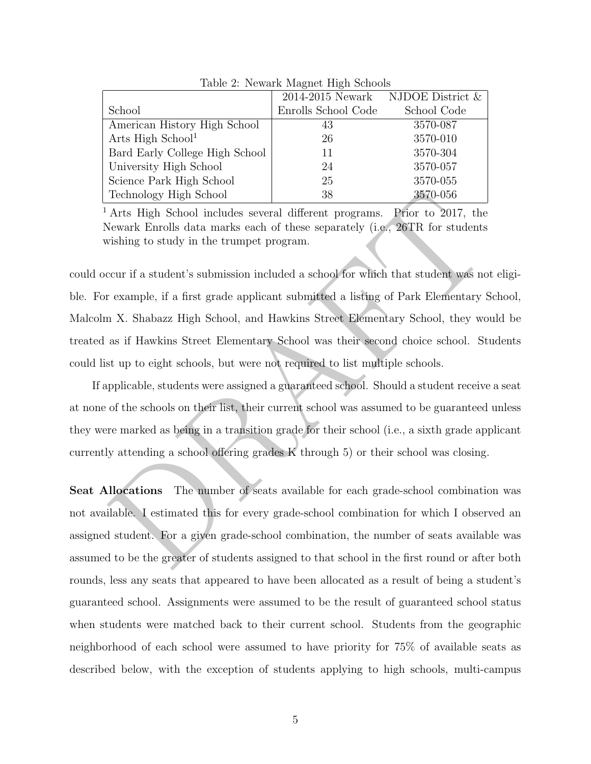Table 2: Newark Magnet High Schools

| School | 2014-2015 Newark Enrolls School Code | NJDOE District & School Code |
|---|---|---|
| American History High School | 43 | 3570-087 |
| Arts High School[1] | 26 | 3570-010 |
| Bard Early College High School | 11 | 3570-304 |
| University High School | 24 | 3570-057 |
| Science Park High School | 25 | 3570-055 |
| Technology High School | 38 | 3570-056 |

[1] Arts High School includes several different programs. Prior to 2017, the Newark Enrolls data marks each of these separately (i.e., 26TR for students wishing to study in the trumpet program.

could occur if a student's submission included a school for which that student was not eligible. For example, if a first grade applicant submitted a listing of Park Elementary School, Malcolm X. Shabazz High School, and Hawkins Street Elementary School, they would be treated as if Hawkins Street Elementary School was their second choice school. Students could list up to eight schools, but were not required to list multiple schools.

If applicable, students were assigned a guaranteed school. Should a student receive a seat at none of the schools on their list, their current school was assumed to be guaranteed unless they were marked as being in a transition grade for their school (i.e., a sixth grade applicant currently attending a school offering grades K through 5) or their school was closing.

**Seat Allocations** The number of seats available for each grade-school combination was not available. I estimated this for every grade-school combination for which I observed an assigned student. For a given grade-school combination, the number of seats available was assumed to be the greater of students assigned to that school in the first round or after both rounds, less any seats that appeared to have been allocated as a result of being a student's guaranteed school. Assignments were assumed to be the result of guaranteed school status when students were matched back to their current school. Students from the geographic neighborhood of each school were assumed to have priority for 75% of available seats as described below, with the exception of students applying to high schools, multi-campus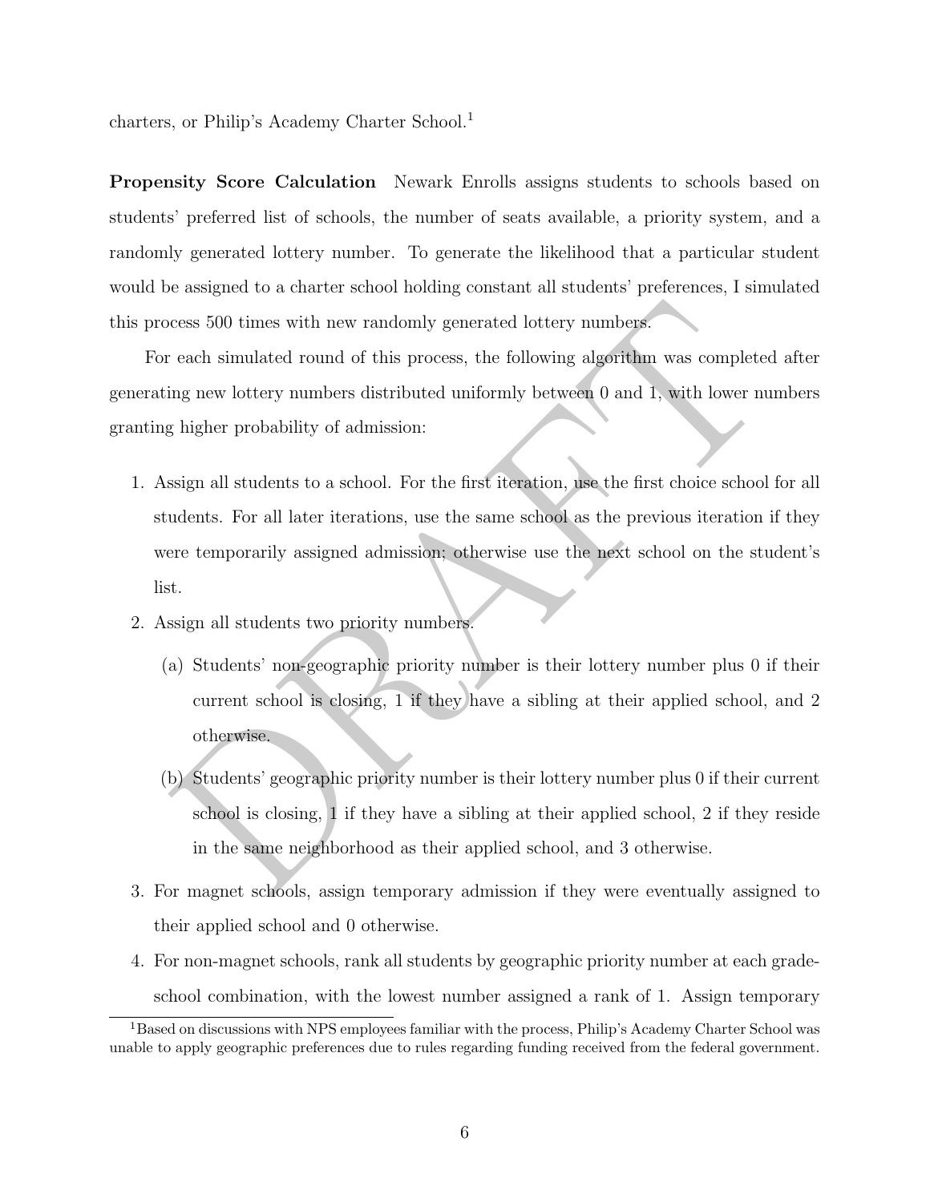charters, or Philip's Academy Charter School.[1]

**Propensity Score Calculation** Newark Enrolls assigns students to schools based on students' preferred list of schools, the number of seats available, a priority system, and a randomly generated lottery number. To generate the likelihood that a particular student would be assigned to a charter school holding constant all students' preferences, I simulated this process 500 times with new randomly generated lottery numbers.

For each simulated round of this process, the following algorithm was completed after generating new lottery numbers distributed uniformly between 0 and 1, with lower numbers granting higher probability of admission:

1. Assign all students to a school. For the first iteration, use the first choice school for all students. For all later iterations, use the same school as the previous iteration if they were temporarily assigned admission; otherwise use the next school on the student's list.
2. Assign all students two priority numbers.
   (a) Students' non-geographic priority number is their lottery number plus 0 if their current school is closing, 1 if they have a sibling at their applied school, and 2 otherwise.
   (b) Students' geographic priority number is their lottery number plus 0 if their current school is closing, 1 if they have a sibling at their applied school, 2 if they reside in the same neighborhood as their applied school, and 3 otherwise.
3. For magnet schools, assign temporary admission if they were eventually assigned to their applied school and 0 otherwise.
4. For non-magnet schools, rank all students by geographic priority number at each grade-school combination, with the lowest number assigned a rank of 1. Assign temporary

[1] Based on discussions with NPS employees familiar with the process, Philip's Academy Charter School was unable to apply geographic preferences due to rules regarding funding received from the federal government.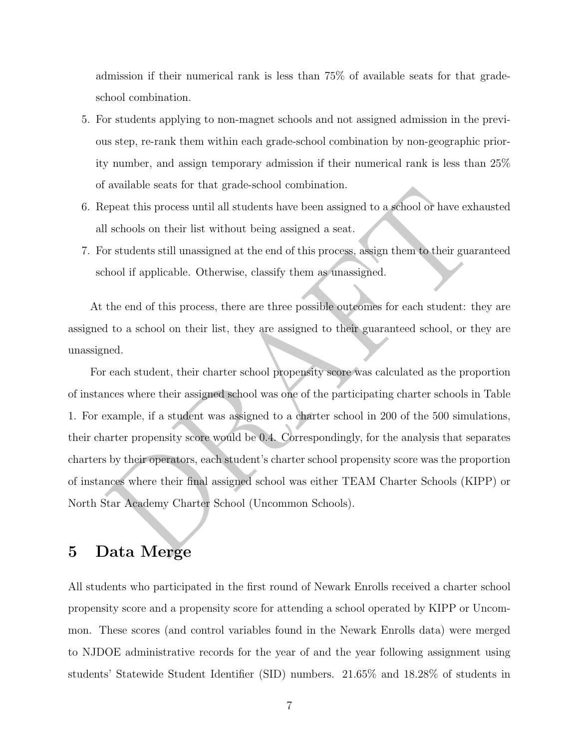admission if their numerical rank is less than 75% of available seats for that grade-school combination.

5. For students applying to non-magnet schools and not assigned admission in the previous step, re-rank them within each grade-school combination by non-geographic priority number, and assign temporary admission if their numerical rank is less than 25% of available seats for that grade-school combination.
6. Repeat this process until all students have been assigned to a school or have exhausted all schools on their list without being assigned a seat.
7. For students still unassigned at the end of this process, assign them to their guaranteed school if applicable. Otherwise, classify them as unassigned.

At the end of this process, there are three possible outcomes for each student: they are assigned to a school on their list, they are assigned to their guaranteed school, or they are unassigned.

For each student, their charter school propensity score was calculated as the proportion of instances where their assigned school was one of the participating charter schools in Table 1. For example, if a student was assigned to a charter school in 200 of the 500 simulations, their charter propensity score would be 0.4. Correspondingly, for the analysis that separates charters by their operators, each student's charter school propensity score was the proportion of instances where their final assigned school was either TEAM Charter Schools (KIPP) or North Star Academy Charter School (Uncommon Schools).

# 5 Data Merge

All students who participated in the first round of Newark Enrolls received a charter school propensity score and a propensity score for attending a school operated by KIPP or Uncommon. These scores (and control variables found in the Newark Enrolls data) were merged to NJDOE administrative records for the year of and the year following assignment using students' Statewide Student Identifier (SID) numbers. 21.65% and 18.28% of students in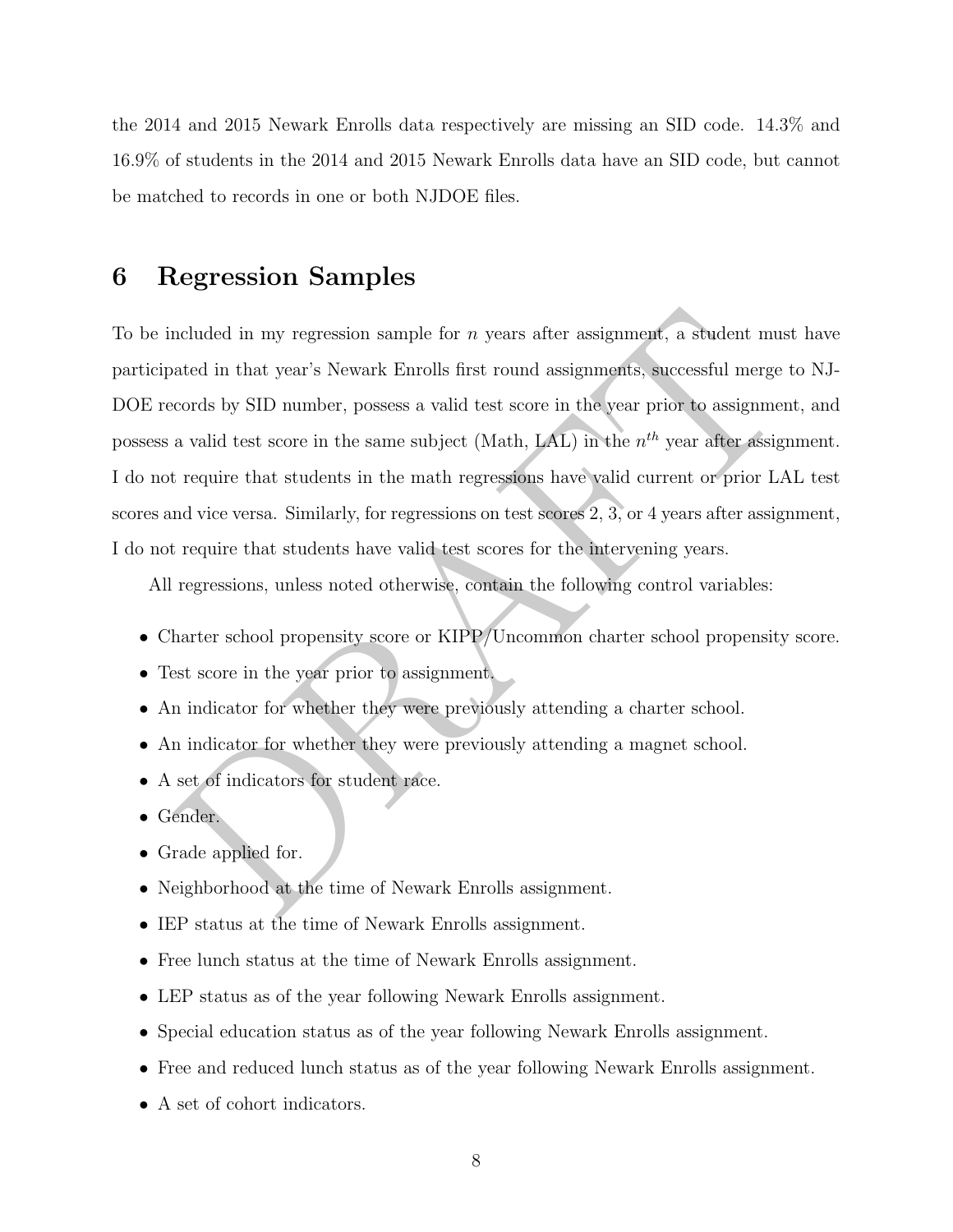the 2014 and 2015 Newark Enrolls data respectively are missing an SID code. 14.3% and 16.9% of students in the 2014 and 2015 Newark Enrolls data have an SID code, but cannot be matched to records in one or both NJDOE files.

## 6 Regression Samples

To be included in my regression sample for $n$ years after assignment, a student must have participated in that year's Newark Enrolls first round assignments, successful merge to NJDOE records by SID number, possess a valid test score in the year prior to assignment, and possess a valid test score in the same subject (Math, LAL) in the $n^{th}$ year after assignment. I do not require that students in the math regressions have valid current or prior LAL test scores and vice versa. Similarly, for regressions on test scores 2, 3, or 4 years after assignment, I do not require that students have valid test scores for the intervening years.

All regressions, unless noted otherwise, contain the following control variables:

- Charter school propensity score or KIPP/Uncommon charter school propensity score.
- Test score in the year prior to assignment.
- An indicator for whether they were previously attending a charter school.
- An indicator for whether they were previously attending a magnet school.
- A set of indicators for student race.
- Gender.
- Grade applied for.
- Neighborhood at the time of Newark Enrolls assignment.
- IEP status at the time of Newark Enrolls assignment.
- Free lunch status at the time of Newark Enrolls assignment.
- LEP status as of the year following Newark Enrolls assignment.
- Special education status as of the year following Newark Enrolls assignment.
- Free and reduced lunch status as of the year following Newark Enrolls assignment.
- A set of cohort indicators.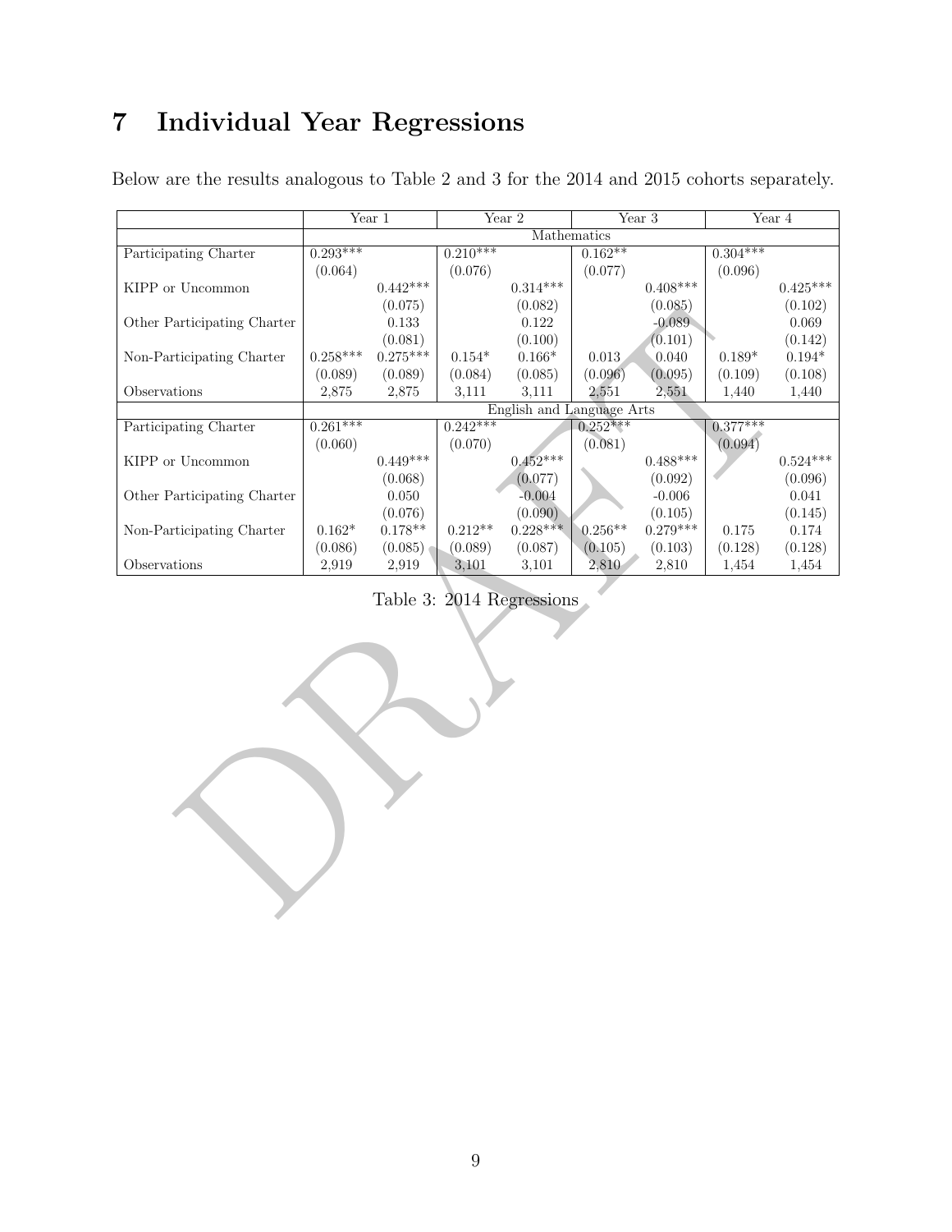# 7 Individual Year Regressions

Below are the results analogous to Table 2 and 3 for the 2014 and 2015 cohorts separately.

| | Year 1 | | Year 2 | | Year 3 | | Year 4 | |
|---|---|---|---|---|---|---|---|---|
| | Mathematics | | | | | | | |
| Participating Charter | 0.293*** | | 0.210*** | | 0.162** | | 0.304*** | |
| | (0.064) | | (0.076) | | (0.077) | | (0.096) | |
| KIPP or Uncommon | | 0.442*** | | 0.314*** | | 0.408*** | | 0.425*** |
| | | (0.075) | | (0.082) | | (0.085) | | (0.102) |
| Other Participating Charter | | 0.133 | | 0.122 | | -0.089 | | 0.069 |
| | | (0.081) | | (0.100) | | (0.101) | | (0.142) |
| Non-Participating Charter | 0.258*** | 0.275*** | 0.154* | 0.166* | 0.013 | 0.040 | 0.189* | 0.194* |
| | (0.089) | (0.089) | (0.084) | (0.085) | (0.096) | (0.095) | (0.109) | (0.108) |
| Observations | 2,875 | 2,875 | 3,111 | 3,111 | 2,551 | 2,551 | 1,440 | 1,440 |
| | English and Language Arts | | | | | | | |
| Participating Charter | 0.261*** | | 0.242*** | | 0.252*** | | 0.377*** | |
| | (0.060) | | (0.070) | | (0.081) | | (0.094) | |
| KIPP or Uncommon | | 0.449*** | | 0.452*** | | 0.488*** | | 0.524*** |
| | | (0.068) | | (0.077) | | (0.092) | | (0.096) |
| Other Participating Charter | | 0.050 | | -0.004 | | -0.006 | | 0.041 |
| | | (0.076) | | (0.090) | | (0.105) | | (0.145) |
| Non-Participating Charter | 0.162* | 0.178** | 0.212** | 0.228*** | 0.256** | 0.279*** | 0.175 | 0.174 |
| | (0.086) | (0.085) | (0.089) | (0.087) | (0.105) | (0.103) | (0.128) | (0.128) |
| Observations | 2,919 | 2,919 | 3,101 | 3,101 | 2,810 | 2,810 | 1,454 | 1,454 |

Table 3: 2014 Regressions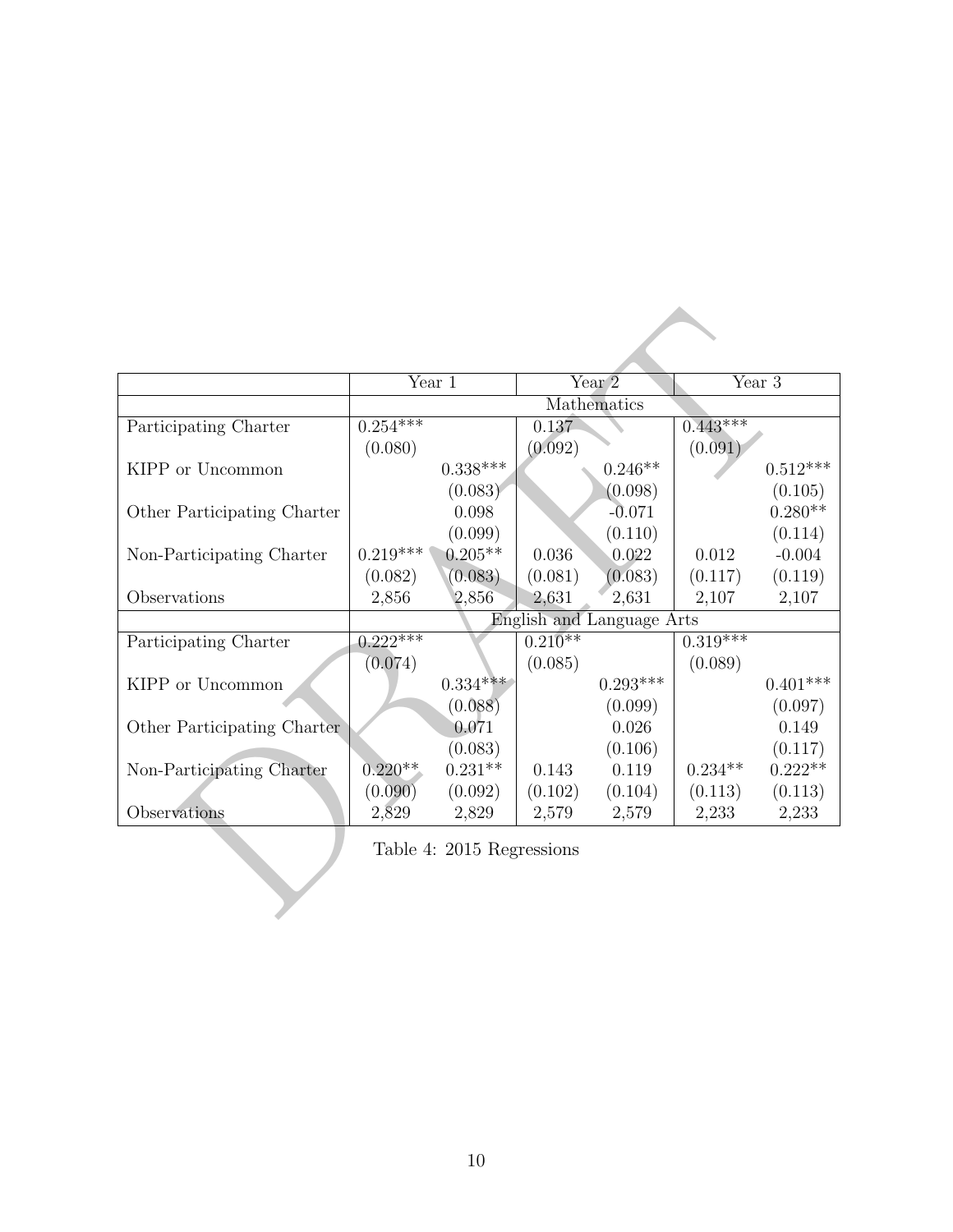| | Year 1 | | Year 2 | | Year 3 | |
|---|---|---|---|---|---|---|
| | Mathematics | | | | | |
| Participating Charter | 0.254*** | | 0.137 | | 0.443*** | |
| | (0.080) | | (0.092) | | (0.091) | |
| KIPP or Uncommon | | 0.338*** | | 0.246** | | 0.512*** |
| | | (0.083) | | (0.098) | | (0.105) |
| Other Participating Charter | | 0.098 | | -0.071 | | 0.280** |
| | | (0.099) | | (0.110) | | (0.114) |
| Non-Participating Charter | 0.219*** | 0.205** | 0.036 | 0.022 | 0.012 | -0.004 |
| | (0.082) | (0.083) | (0.081) | (0.083) | (0.117) | (0.119) |
| Observations | 2,856 | 2,856 | 2,631 | 2,631 | 2,107 | 2,107 |
| | English and Language Arts | | | | | |
| Participating Charter | 0.222*** | | 0.210** | | 0.319*** | |
| | (0.074) | | (0.085) | | (0.089) | |
| KIPP or Uncommon | | 0.334*** | | 0.293*** | | 0.401*** |
| | | (0.088) | | (0.099) | | (0.097) |
| Other Participating Charter | | 0.071 | | 0.026 | | 0.149 |
| | | (0.083) | | (0.106) | | (0.117) |
| Non-Participating Charter | 0.220** | 0.231** | 0.143 | 0.119 | 0.234** | 0.222** |
| | (0.090) | (0.092) | (0.102) | (0.104) | (0.113) | (0.113) |
| Observations | 2,829 | 2,829 | 2,579 | 2,579 | 2,233 | 2,233 |

Table 4: 2015 Regressions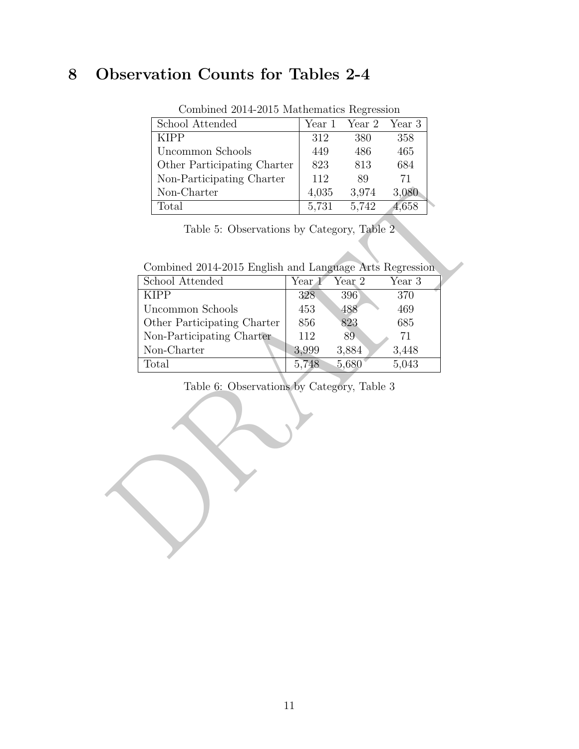# 8 Observation Counts for Tables 2-4

Combined 2014-2015 Mathematics Regression

| School Attended | Year 1 | Year 2 | Year 3 |
|---|---|---|---|
| KIPP | 312 | 380 | 358 |
| Uncommon Schools | 449 | 486 | 465 |
| Other Participating Charter | 823 | 813 | 684 |
| Non-Participating Charter | 112 | 89 | 71 |
| Non-Charter | 4,035 | 3,974 | 3,080 |
| Total | 5,731 | 5,742 | 4,658 |

Table 5: Observations by Category, Table 2

Combined 2014-2015 English and Language Arts Regression

| School Attended | Year 1 | Year 2 | Year 3 |
|---|---|---|---|
| KIPP | 328 | 396 | 370 |
| Uncommon Schools | 453 | 488 | 469 |
| Other Participating Charter | 856 | 823 | 685 |
| Non-Participating Charter | 112 | 89 | 71 |
| Non-Charter | 3,999 | 3,884 | 3,448 |
| Total | 5,748 | 5,680 | 5,043 |

Table 6: Observations by Category, Table 3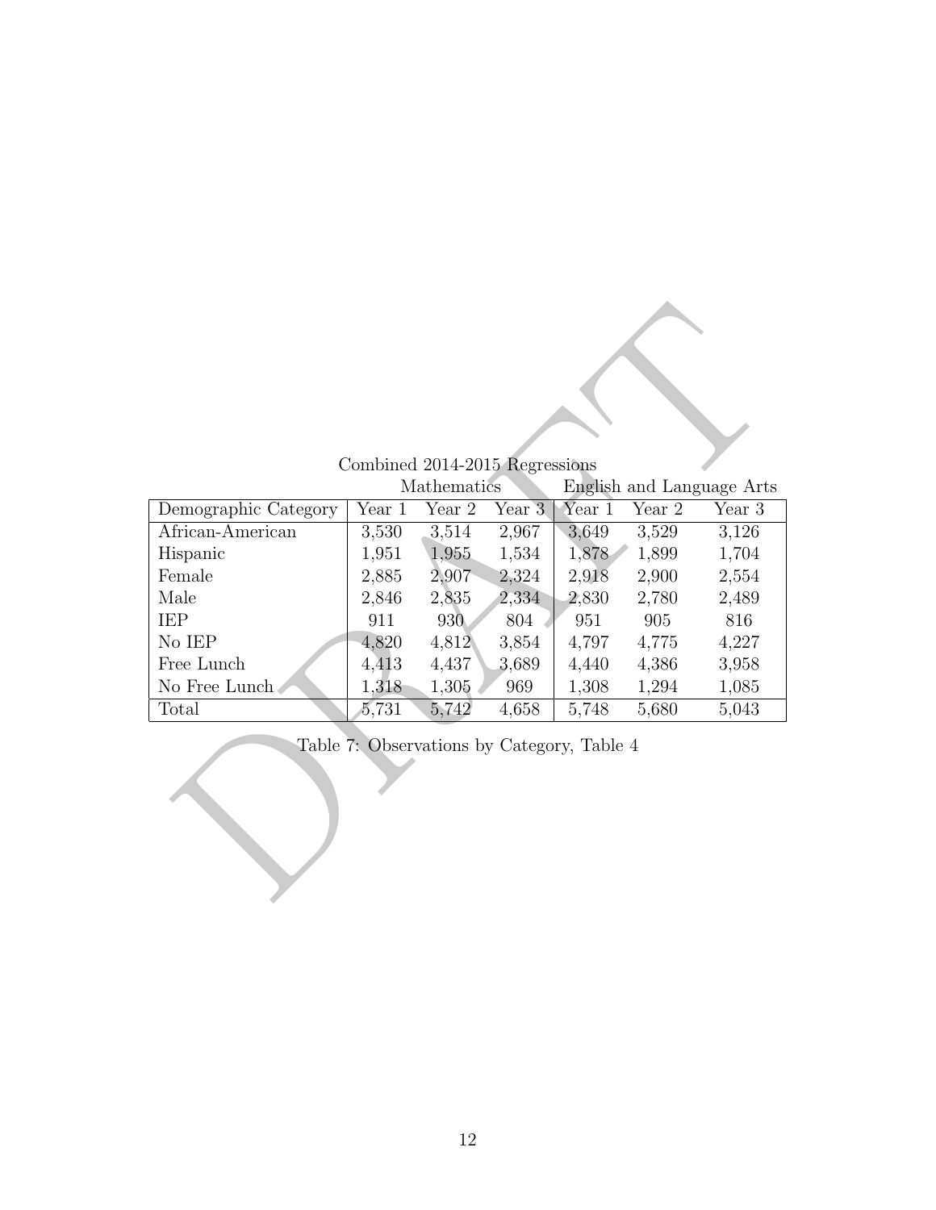Combined 2014-2015 Regressions

| | Mathematics | | | English and Language Arts | | |
|---|---|---|---|---|---|---|
| Demographic Category | Year 1 | Year 2 | Year 3 | Year 1 | Year 2 | Year 3 |
| African-American | 3,530 | 3,514 | 2,967 | 3,649 | 3,529 | 3,126 |
| Hispanic | 1,951 | 1,955 | 1,534 | 1,878 | 1,899 | 1,704 |
| Female | 2,885 | 2,907 | 2,324 | 2,918 | 2,900 | 2,554 |
| Male | 2,846 | 2,835 | 2,334 | 2,830 | 2,780 | 2,489 |
| IEP | 911 | 930 | 804 | 951 | 905 | 816 |
| No IEP | 4,820 | 4,812 | 3,854 | 4,797 | 4,775 | 4,227 |
| Free Lunch | 4,413 | 4,437 | 3,689 | 4,440 | 4,386 | 3,958 |
| No Free Lunch | 1,318 | 1,305 | 969 | 1,308 | 1,294 | 1,085 |
| Total | 5,731 | 5,742 | 4,658 | 5,748 | 5,680 | 5,043 |

Table 7: Observations by Category, Table 4